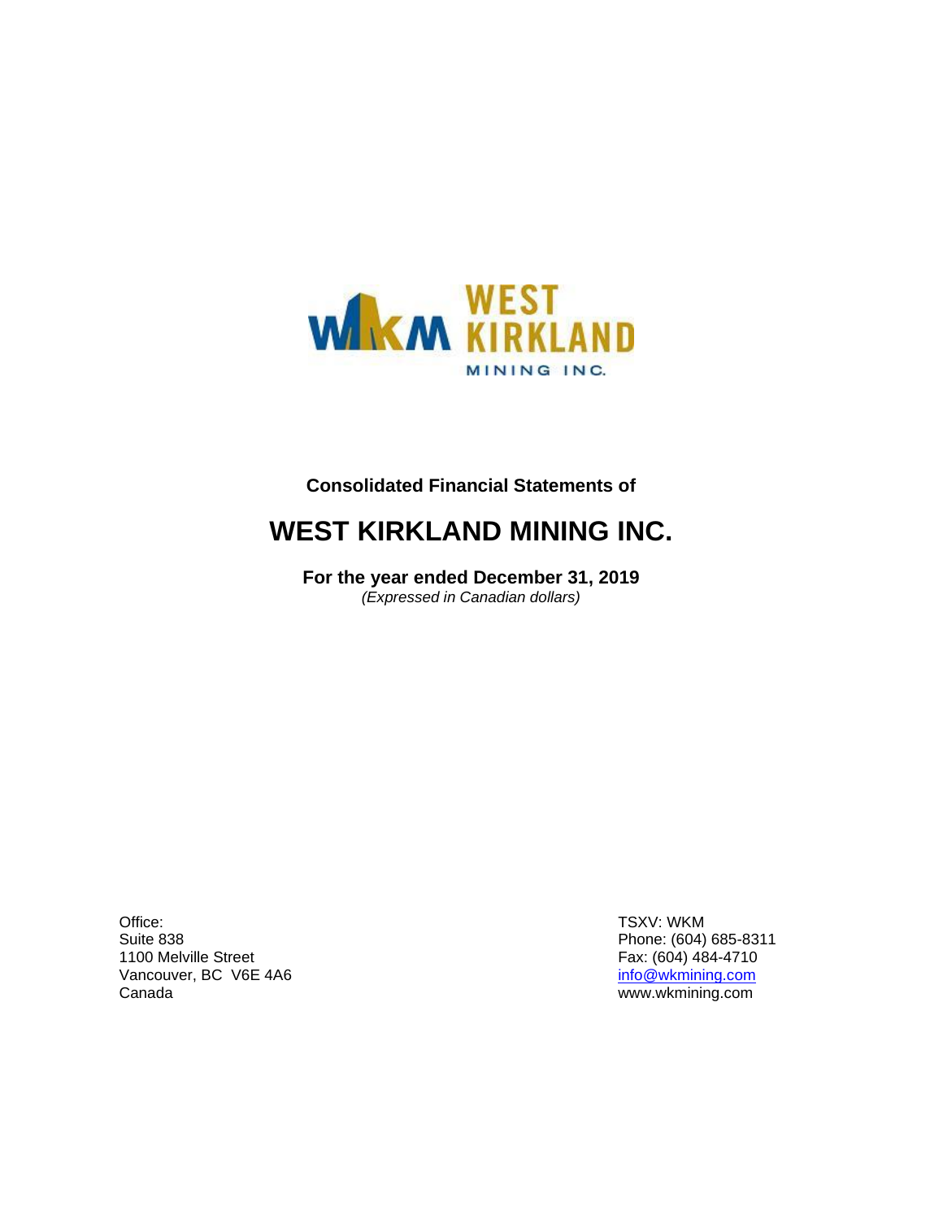**Consolidated Financial Statements of**

# WEST KIRKLAND MINING INC.

**For the year ended December 31, 2019**
*(Expressed in Canadian dollars)*

Office:
Suite 838
1100 Melville Street
Vancouver, BC V6E 4A6
Canada

TSXV: WKM
Phone: (604) 685-8311
Fax: (604) 484-4710
info@wkmining.com
www.wkmining.com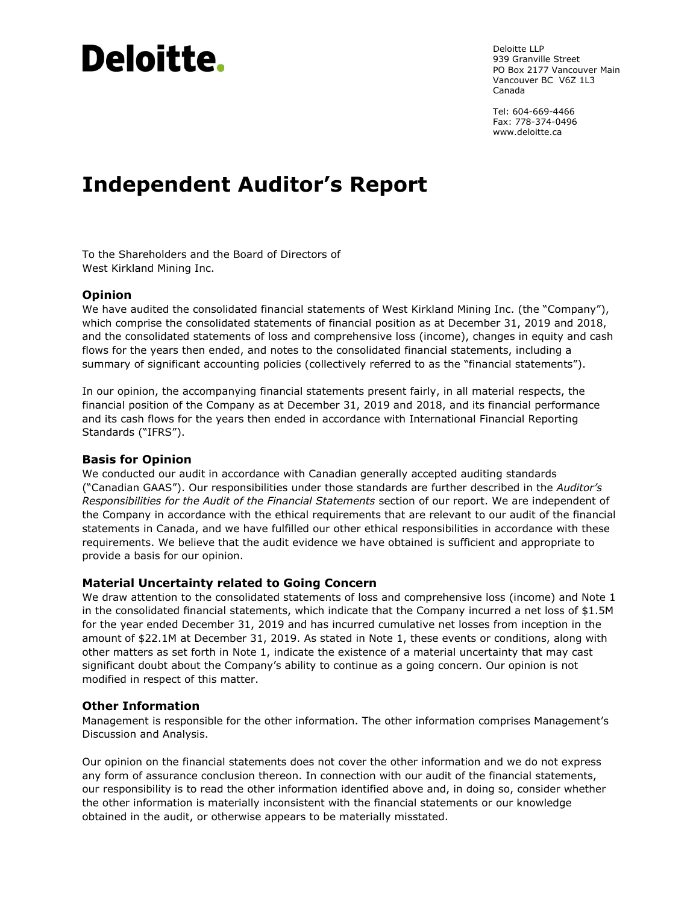**Deloitte.**

Deloitte LLP
939 Granville Street
PO Box 2177 Vancouver Main
Vancouver BC V6Z 1L3
Canada

Tel: 604-669-4466
Fax: 778-374-0496
www.deloitte.ca

# Independent Auditor's Report

To the Shareholders and the Board of Directors of
West Kirkland Mining Inc.

## Opinion

We have audited the consolidated financial statements of West Kirkland Mining Inc. (the "Company"), which comprise the consolidated statements of financial position as at December 31, 2019 and 2018, and the consolidated statements of loss and comprehensive loss (income), changes in equity and cash flows for the years then ended, and notes to the consolidated financial statements, including a summary of significant accounting policies (collectively referred to as the "financial statements").

In our opinion, the accompanying financial statements present fairly, in all material respects, the financial position of the Company as at December 31, 2019 and 2018, and its financial performance and its cash flows for the years then ended in accordance with International Financial Reporting Standards ("IFRS").

## Basis for Opinion

We conducted our audit in accordance with Canadian generally accepted auditing standards ("Canadian GAAS"). Our responsibilities under those standards are further described in the *Auditor's Responsibilities for the Audit of the Financial Statements* section of our report. We are independent of the Company in accordance with the ethical requirements that are relevant to our audit of the financial statements in Canada, and we have fulfilled our other ethical responsibilities in accordance with these requirements. We believe that the audit evidence we have obtained is sufficient and appropriate to provide a basis for our opinion.

## Material Uncertainty related to Going Concern

We draw attention to the consolidated statements of loss and comprehensive loss (income) and Note 1 in the consolidated financial statements, which indicate that the Company incurred a net loss of $1.5M for the year ended December 31, 2019 and has incurred cumulative net losses from inception in the amount of $22.1M at December 31, 2019. As stated in Note 1, these events or conditions, along with other matters as set forth in Note 1, indicate the existence of a material uncertainty that may cast significant doubt about the Company's ability to continue as a going concern. Our opinion is not modified in respect of this matter.

## Other Information

Management is responsible for the other information. The other information comprises Management's Discussion and Analysis.

Our opinion on the financial statements does not cover the other information and we do not express any form of assurance conclusion thereon. In connection with our audit of the financial statements, our responsibility is to read the other information identified above and, in doing so, consider whether the other information is materially inconsistent with the financial statements or our knowledge obtained in the audit, or otherwise appears to be materially misstated.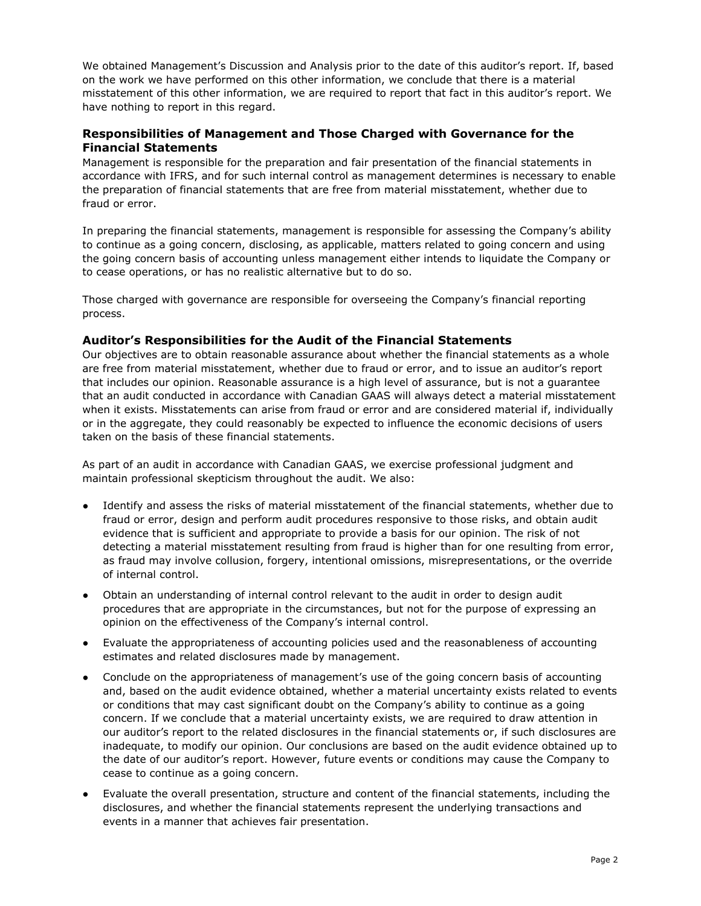We obtained Management's Discussion and Analysis prior to the date of this auditor's report. If, based on the work we have performed on this other information, we conclude that there is a material misstatement of this other information, we are required to report that fact in this auditor's report. We have nothing to report in this regard.

### Responsibilities of Management and Those Charged with Governance for the Financial Statements

Management is responsible for the preparation and fair presentation of the financial statements in accordance with IFRS, and for such internal control as management determines is necessary to enable the preparation of financial statements that are free from material misstatement, whether due to fraud or error.

In preparing the financial statements, management is responsible for assessing the Company's ability to continue as a going concern, disclosing, as applicable, matters related to going concern and using the going concern basis of accounting unless management either intends to liquidate the Company or to cease operations, or has no realistic alternative but to do so.

Those charged with governance are responsible for overseeing the Company's financial reporting process.

### Auditor's Responsibilities for the Audit of the Financial Statements

Our objectives are to obtain reasonable assurance about whether the financial statements as a whole are free from material misstatement, whether due to fraud or error, and to issue an auditor's report that includes our opinion. Reasonable assurance is a high level of assurance, but is not a guarantee that an audit conducted in accordance with Canadian GAAS will always detect a material misstatement when it exists. Misstatements can arise from fraud or error and are considered material if, individually or in the aggregate, they could reasonably be expected to influence the economic decisions of users taken on the basis of these financial statements.

As part of an audit in accordance with Canadian GAAS, we exercise professional judgment and maintain professional skepticism throughout the audit. We also:

- Identify and assess the risks of material misstatement of the financial statements, whether due to fraud or error, design and perform audit procedures responsive to those risks, and obtain audit evidence that is sufficient and appropriate to provide a basis for our opinion. The risk of not detecting a material misstatement resulting from fraud is higher than for one resulting from error, as fraud may involve collusion, forgery, intentional omissions, misrepresentations, or the override of internal control.
- Obtain an understanding of internal control relevant to the audit in order to design audit procedures that are appropriate in the circumstances, but not for the purpose of expressing an opinion on the effectiveness of the Company's internal control.
- Evaluate the appropriateness of accounting policies used and the reasonableness of accounting estimates and related disclosures made by management.
- Conclude on the appropriateness of management's use of the going concern basis of accounting and, based on the audit evidence obtained, whether a material uncertainty exists related to events or conditions that may cast significant doubt on the Company's ability to continue as a going concern. If we conclude that a material uncertainty exists, we are required to draw attention in our auditor's report to the related disclosures in the financial statements or, if such disclosures are inadequate, to modify our opinion. Our conclusions are based on the audit evidence obtained up to the date of our auditor's report. However, future events or conditions may cause the Company to cease to continue as a going concern.
- Evaluate the overall presentation, structure and content of the financial statements, including the disclosures, and whether the financial statements represent the underlying transactions and events in a manner that achieves fair presentation.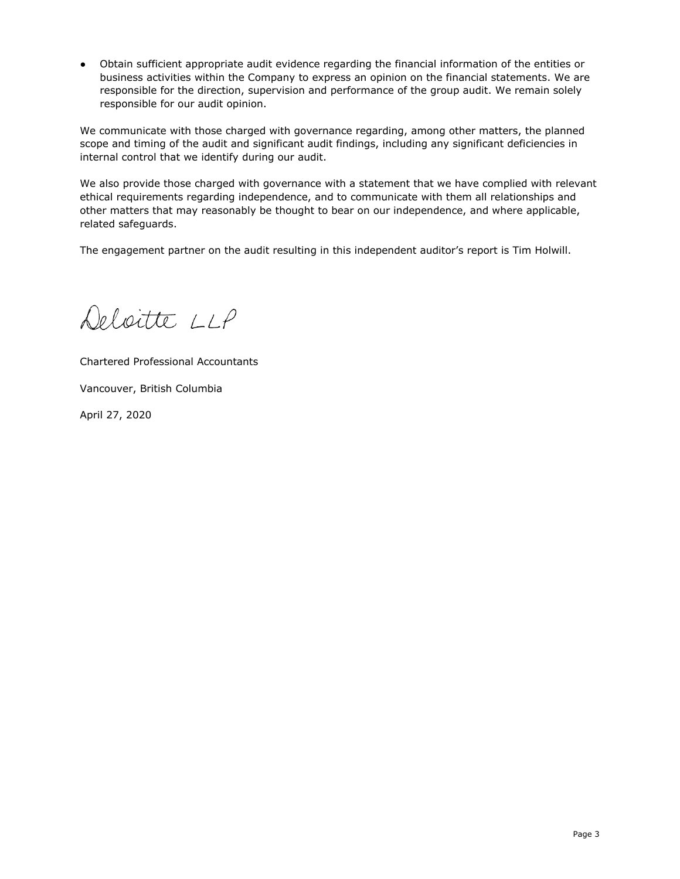- Obtain sufficient appropriate audit evidence regarding the financial information of the entities or business activities within the Company to express an opinion on the financial statements. We are responsible for the direction, supervision and performance of the group audit. We remain solely responsible for our audit opinion.

We communicate with those charged with governance regarding, among other matters, the planned scope and timing of the audit and significant audit findings, including any significant deficiencies in internal control that we identify during our audit.

We also provide those charged with governance with a statement that we have complied with relevant ethical requirements regarding independence, and to communicate with them all relationships and other matters that may reasonably be thought to bear on our independence, and where applicable, related safeguards.

The engagement partner on the audit resulting in this independent auditor's report is Tim Holwill.

Deloitte LLP

Chartered Professional Accountants

Vancouver, British Columbia

April 27, 2020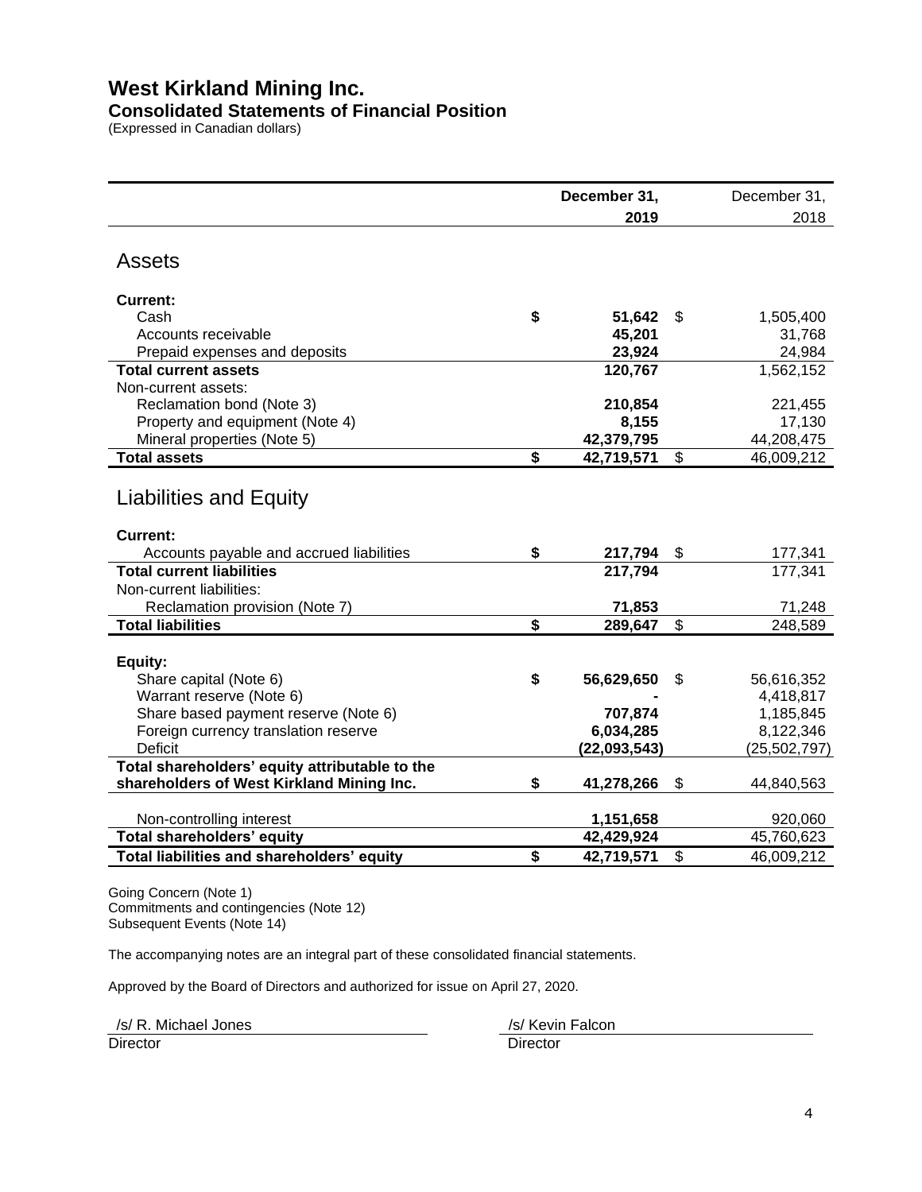# West Kirkland Mining Inc.

## Consolidated Statements of Financial Position

(Expressed in Canadian dollars)

| | December 31, 2019 | December 31, 2018 |
|---|---|---|
| **Assets** | | |
| **Current:** | | |
| Cash | **$ 51,642** | $ 1,505,400 |
| Accounts receivable | **45,201** | 31,768 |
| Prepaid expenses and deposits | **23,924** | 24,984 |
| **Total current assets** | **120,767** | 1,562,152 |
| Non-current assets: | | |
| Reclamation bond (Note 3) | **210,854** | 221,455 |
| Property and equipment (Note 4) | **8,155** | 17,130 |
| Mineral properties (Note 5) | **42,379,795** | 44,208,475 |
| **Total assets** | **$ 42,719,571** | $ 46,009,212 |
| **Liabilities and Equity** | | |
| **Current:** | | |
| Accounts payable and accrued liabilities | **$ 217,794** | $ 177,341 |
| **Total current liabilities** | **217,794** | 177,341 |
| Non-current liabilities: | | |
| Reclamation provision (Note 7) | **71,853** | 71,248 |
| **Total liabilities** | **$ 289,647** | $ 248,589 |
| **Equity:** | | |
| Share capital (Note 6) | **$ 56,629,650** | $ 56,616,352 |
| Warrant reserve (Note 6) | **-** | 4,418,817 |
| Share based payment reserve (Note 6) | **707,874** | 1,185,845 |
| Foreign currency translation reserve | **6,034,285** | 8,122,346 |
| Deficit | **(22,093,543)** | (25,502,797) |
| **Total shareholders' equity attributable to the shareholders of West Kirkland Mining Inc.** | **$ 41,278,266** | $ 44,840,563 |
| Non-controlling interest | **1,151,658** | 920,060 |
| **Total shareholders' equity** | **42,429,924** | 45,760,623 |
| **Total liabilities and shareholders' equity** | **$ 42,719,571** | $ 46,009,212 |

Going Concern (Note 1)
Commitments and contingencies (Note 12)
Subsequent Events (Note 14)

The accompanying notes are an integral part of these consolidated financial statements.

Approved by the Board of Directors and authorized for issue on April 27, 2020.

| /s/ R. Michael Jones | /s/ Kevin Falcon |
|---|---|
| Director | Director |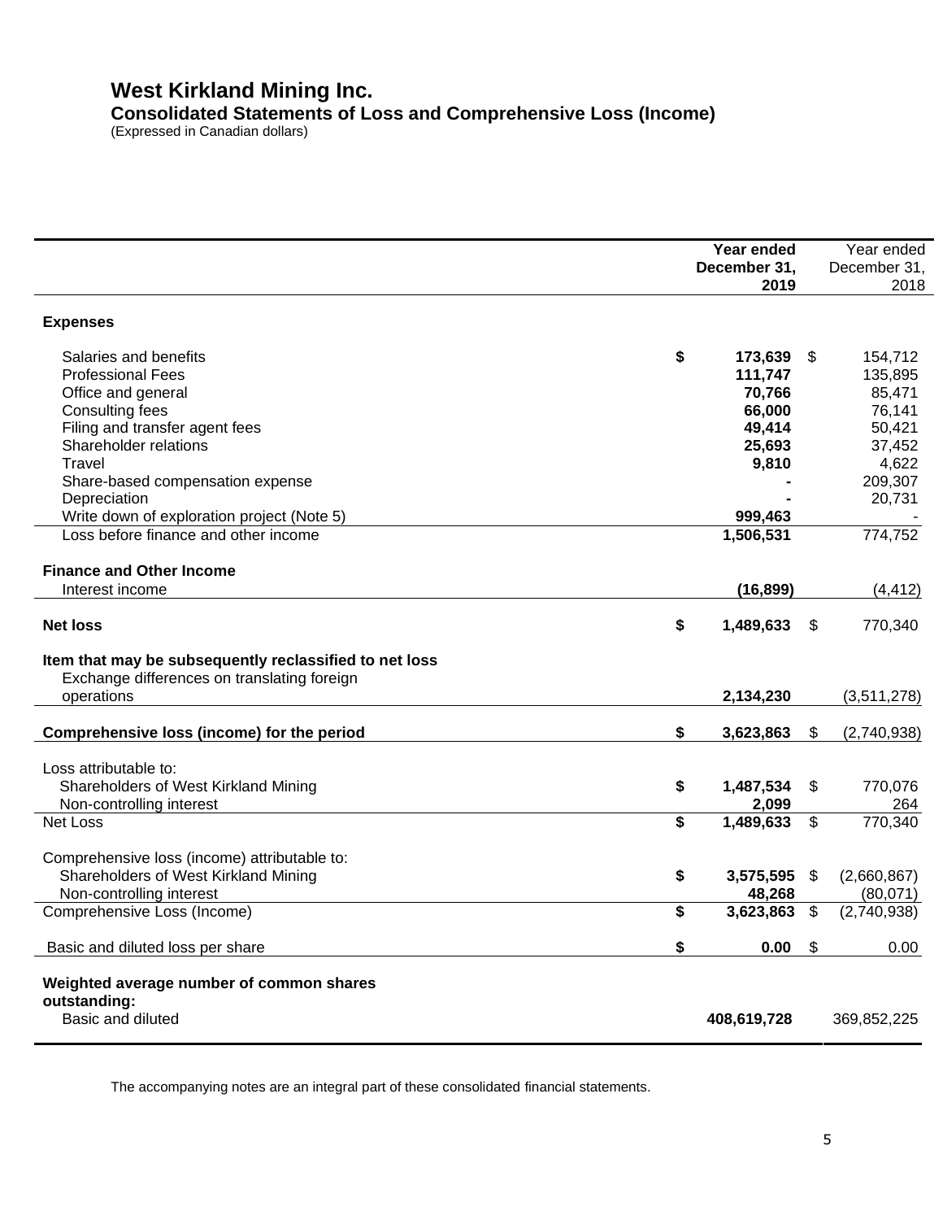# West Kirkland Mining Inc.

## Consolidated Statements of Loss and Comprehensive Loss (Income)

(Expressed in Canadian dollars)

| | Year ended December 31, 2019 | Year ended December 31, 2018 |
|---|---|---|
| **Expenses** | | |
| Salaries and benefits | $ **173,639** | $ 154,712 |
| Professional Fees | **111,747** | 135,895 |
| Office and general | **70,766** | 85,471 |
| Consulting fees | **66,000** | 76,141 |
| Filing and transfer agent fees | **49,414** | 50,421 |
| Shareholder relations | **25,693** | 37,452 |
| Travel | **9,810** | 4,622 |
| Share-based compensation expense | **-** | 209,307 |
| Depreciation | **-** | 20,731 |
| Write down of exploration project (Note 5) | **999,463** | - |
| Loss before finance and other income | **1,506,531** | 774,752 |
| **Finance and Other Income** | | |
| Interest income | **(16,899)** | (4,412) |
| **Net loss** | $ **1,489,633** | $ 770,340 |
| **Item that may be subsequently reclassified to net loss** | | |
| Exchange differences on translating foreign operations | **2,134,230** | (3,511,278) |
| **Comprehensive loss (income) for the period** | $ **3,623,863** | $ (2,740,938) |
| Loss attributable to: | | |
| Shareholders of West Kirkland Mining | $ **1,487,534** | $ 770,076 |
| Non-controlling interest | **2,099** | 264 |
| Net Loss | $ **1,489,633** | $ 770,340 |
| Comprehensive loss (income) attributable to: | | |
| Shareholders of West Kirkland Mining | $ **3,575,595** | $ (2,660,867) |
| Non-controlling interest | **48,268** | (80,071) |
| Comprehensive Loss (Income) | $ **3,623,863** | $ (2,740,938) |
| Basic and diluted loss per share | $ **0.00** | $ 0.00 |
| **Weighted average number of common shares outstanding:** | | |
| Basic and diluted | **408,619,728** | 369,852,225 |

The accompanying notes are an integral part of these consolidated financial statements.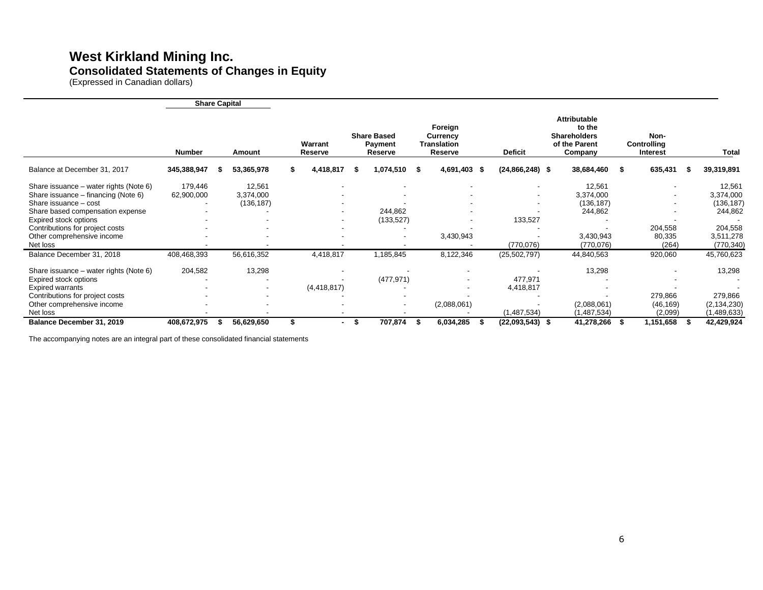# West Kirkland Mining Inc.

## Consolidated Statements of Changes in Equity

(Expressed in Canadian dollars)

| | Share Capital | | | | | | | | |
|---|---|---|---|---|---|---|---|---|---|
| | Number | Amount | Warrant Reserve | Share Based Payment Reserve | Foreign Currency Translation Reserve | Deficit | Attributable to the Shareholders of the Parent Company | Non-Controlling Interest | Total |
| Balance at December 31, 2017 | **345,388,947** | **$ 53,365,978** | **$ 4,418,817** | **$ 1,074,510** | **$ 4,691,403** | **$ (24,866,248)** | **$ 38,684,460** | **$ 635,431** | **$ 39,319,891** |
| Share issuance – water rights (Note 6) | 179,446 | 12,561 | - | - | - | - | 12,561 | - | 12,561 |
| Share issuance – financing (Note 6) | 62,900,000 | 3,374,000 | - | - | - | - | 3,374,000 | - | 3,374,000 |
| Share issuance – cost | - | (136,187) | - | - | - | - | (136,187) | - | (136,187) |
| Share based compensation expense | - | - | - | 244,862 | - | - | 244,862 | - | 244,862 |
| Expired stock options | - | - | - | (133,527) | - | 133,527 | - | - | - |
| Contributions for project costs | - | - | - | - | - | - | - | 204,558 | 204,558 |
| Other comprehensive income | - | - | - | - | 3,430,943 | - | 3,430,943 | 80,335 | 3,511,278 |
| Net loss | - | - | - | - | - | (770,076) | (770,076) | (264) | (770,340) |
| Balance December 31, 2018 | 408,468,393 | 56,616,352 | 4,418,817 | 1,185,845 | 8,122,346 | (25,502,797) | 44,840,563 | 920,060 | 45,760,623 |
| Share issuance – water rights (Note 6) | 204,582 | 13,298 | - | - | - | - | 13,298 | - | 13,298 |
| Expired stock options | - | - | - | (477,971) | - | 477,971 | - | - | - |
| Expired warrants | - | - | (4,418,817) | - | - | 4,418,817 | - | - | - |
| Contributions for project costs | - | - | - | - | - | - | - | 279,866 | 279,866 |
| Other comprehensive income | - | - | - | - | (2,088,061) | - | (2,088,061) | (46,169) | (2,134,230) |
| Net loss | - | - | - | - | - | (1,487,534) | (1,487,534) | (2,099) | (1,489,633) |
| **Balance December 31, 2019** | **408,672,975** | **$ 56,629,650** | **$ -** | **$ 707,874** | **$ 6,034,285** | **$ (22,093,543)** | **$ 41,278,266** | **$ 1,151,658** | **$ 42,429,924** |

The accompanying notes are an integral part of these consolidated financial statements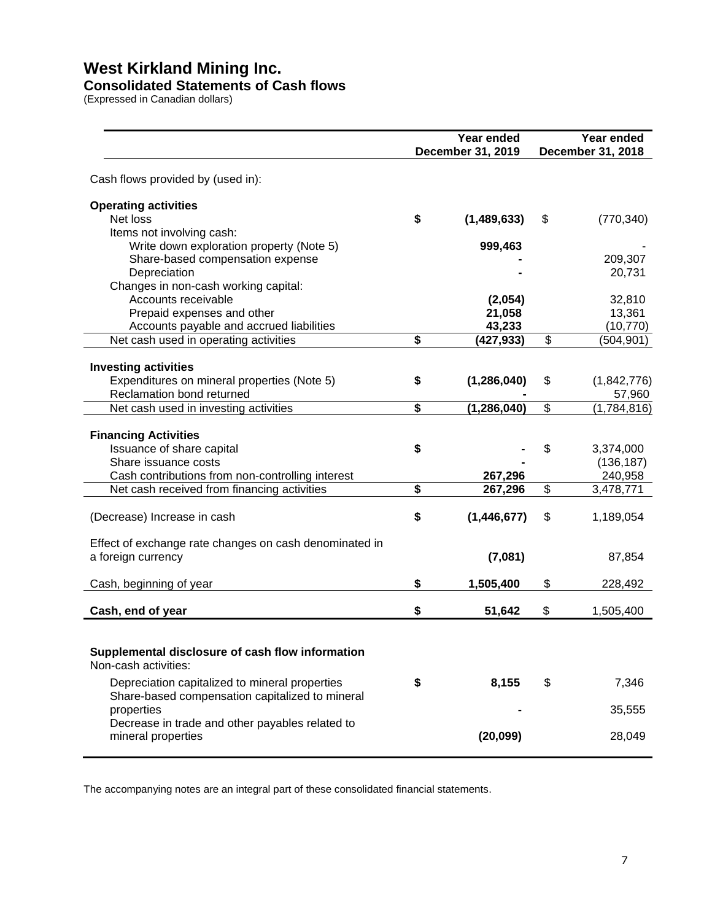# West Kirkland Mining Inc.

## Consolidated Statements of Cash flows

(Expressed in Canadian dollars)

| | Year ended December 31, 2019 | Year ended December 31, 2018 |
|---|---|---|
| Cash flows provided by (used in): | | |
| **Operating activities** | | |
| Net loss | **$ (1,489,633)** | $ (770,340) |
| Items not involving cash: | | |
| Write down exploration property (Note 5) | **999,463** | - |
| Share-based compensation expense | **-** | 209,307 |
| Depreciation | **-** | 20,731 |
| Changes in non-cash working capital: | | |
| Accounts receivable | **(2,054)** | 32,810 |
| Prepaid expenses and other | **21,058** | 13,361 |
| Accounts payable and accrued liabilities | **43,233** | (10,770) |
| Net cash used in operating activities | **$ (427,933)** | $ (504,901) |
| **Investing activities** | | |
| Expenditures on mineral properties (Note 5) | **$ (1,286,040)** | $ (1,842,776) |
| Reclamation bond returned | **-** | 57,960 |
| Net cash used in investing activities | **$ (1,286,040)** | $ (1,784,816) |
| **Financing Activities** | | |
| Issuance of share capital | **$ -** | $ 3,374,000 |
| Share issuance costs | **-** | (136,187) |
| Cash contributions from non-controlling interest | **267,296** | 240,958 |
| Net cash received from financing activities | **$ 267,296** | $ 3,478,771 |
| (Decrease) Increase in cash | **$ (1,446,677)** | $ 1,189,054 |
| Effect of exchange rate changes on cash denominated in a foreign currency | **(7,081)** | 87,854 |
| Cash, beginning of year | **$ 1,505,400** | $ 228,492 |
| **Cash, end of year** | **$ 51,642** | $ 1,505,400 |
| **Supplemental disclosure of cash flow information** | | |
| Non-cash activities: | | |
| Depreciation capitalized to mineral properties | **$ 8,155** | $ 7,346 |
| Share-based compensation capitalized to mineral properties | **-** | 35,555 |
| Decrease in trade and other payables related to mineral properties | **(20,099)** | 28,049 |

The accompanying notes are an integral part of these consolidated financial statements.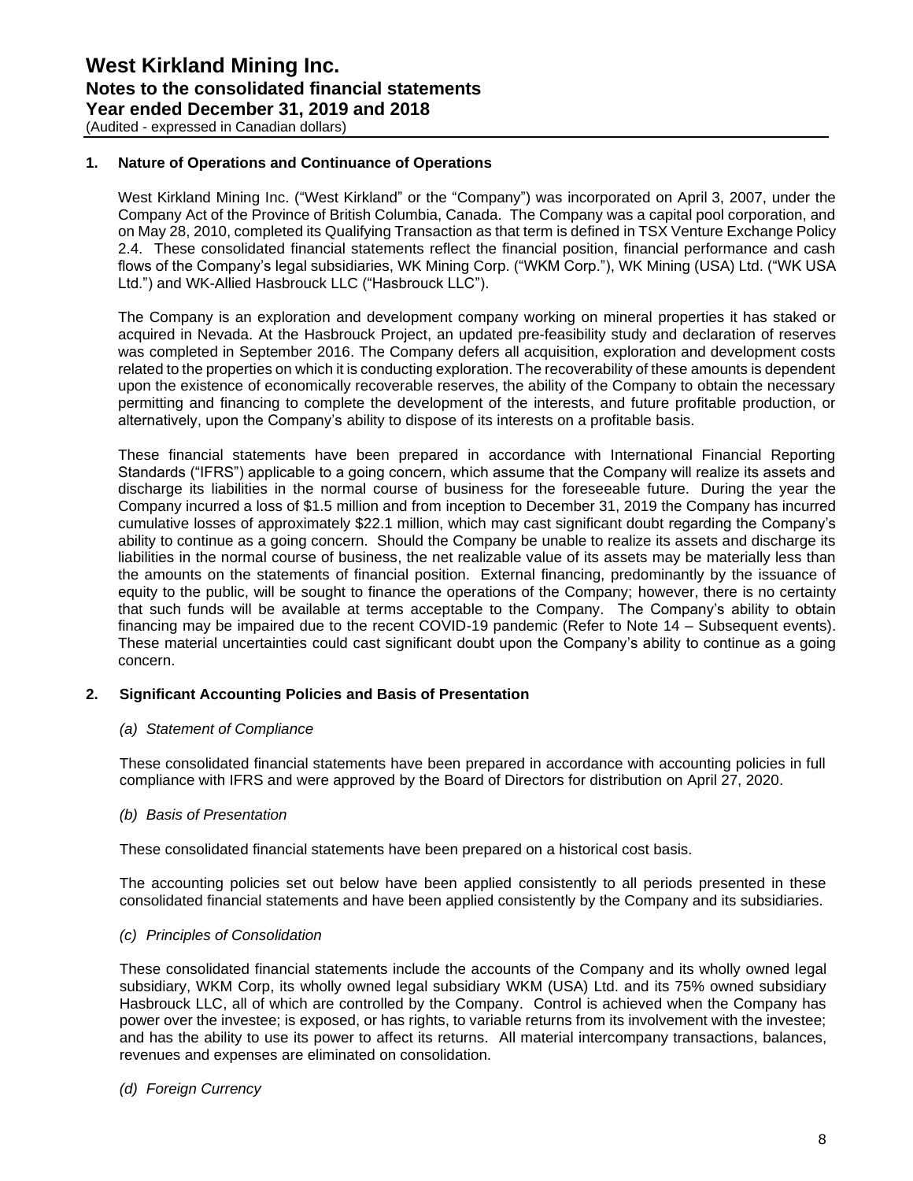## 1. Nature of Operations and Continuance of Operations

West Kirkland Mining Inc. ("West Kirkland" or the "Company") was incorporated on April 3, 2007, under the Company Act of the Province of British Columbia, Canada. The Company was a capital pool corporation, and on May 28, 2010, completed its Qualifying Transaction as that term is defined in TSX Venture Exchange Policy 2.4. These consolidated financial statements reflect the financial position, financial performance and cash flows of the Company's legal subsidiaries, WK Mining Corp. ("WKM Corp."), WK Mining (USA) Ltd. ("WK USA Ltd.") and WK-Allied Hasbrouck LLC ("Hasbrouck LLC").

The Company is an exploration and development company working on mineral properties it has staked or acquired in Nevada. At the Hasbrouck Project, an updated pre-feasibility study and declaration of reserves was completed in September 2016. The Company defers all acquisition, exploration and development costs related to the properties on which it is conducting exploration. The recoverability of these amounts is dependent upon the existence of economically recoverable reserves, the ability of the Company to obtain the necessary permitting and financing to complete the development of the interests, and future profitable production, or alternatively, upon the Company's ability to dispose of its interests on a profitable basis.

These financial statements have been prepared in accordance with International Financial Reporting Standards ("IFRS") applicable to a going concern, which assume that the Company will realize its assets and discharge its liabilities in the normal course of business for the foreseeable future. During the year the Company incurred a loss of $1.5 million and from inception to December 31, 2019 the Company has incurred cumulative losses of approximately $22.1 million, which may cast significant doubt regarding the Company's ability to continue as a going concern. Should the Company be unable to realize its assets and discharge its liabilities in the normal course of business, the net realizable value of its assets may be materially less than the amounts on the statements of financial position. External financing, predominantly by the issuance of equity to the public, will be sought to finance the operations of the Company; however, there is no certainty that such funds will be available at terms acceptable to the Company. The Company's ability to obtain financing may be impaired due to the recent COVID-19 pandemic (Refer to Note 14 – Subsequent events). These material uncertainties could cast significant doubt upon the Company's ability to continue as a going concern.

## 2. Significant Accounting Policies and Basis of Presentation

### *(a) Statement of Compliance*

These consolidated financial statements have been prepared in accordance with accounting policies in full compliance with IFRS and were approved by the Board of Directors for distribution on April 27, 2020.

### *(b) Basis of Presentation*

These consolidated financial statements have been prepared on a historical cost basis.

The accounting policies set out below have been applied consistently to all periods presented in these consolidated financial statements and have been applied consistently by the Company and its subsidiaries.

### *(c) Principles of Consolidation*

These consolidated financial statements include the accounts of the Company and its wholly owned legal subsidiary, WKM Corp, its wholly owned legal subsidiary WKM (USA) Ltd. and its 75% owned subsidiary Hasbrouck LLC, all of which are controlled by the Company. Control is achieved when the Company has power over the investee; is exposed, or has rights, to variable returns from its involvement with the investee; and has the ability to use its power to affect its returns. All material intercompany transactions, balances, revenues and expenses are eliminated on consolidation.

### *(d) Foreign Currency*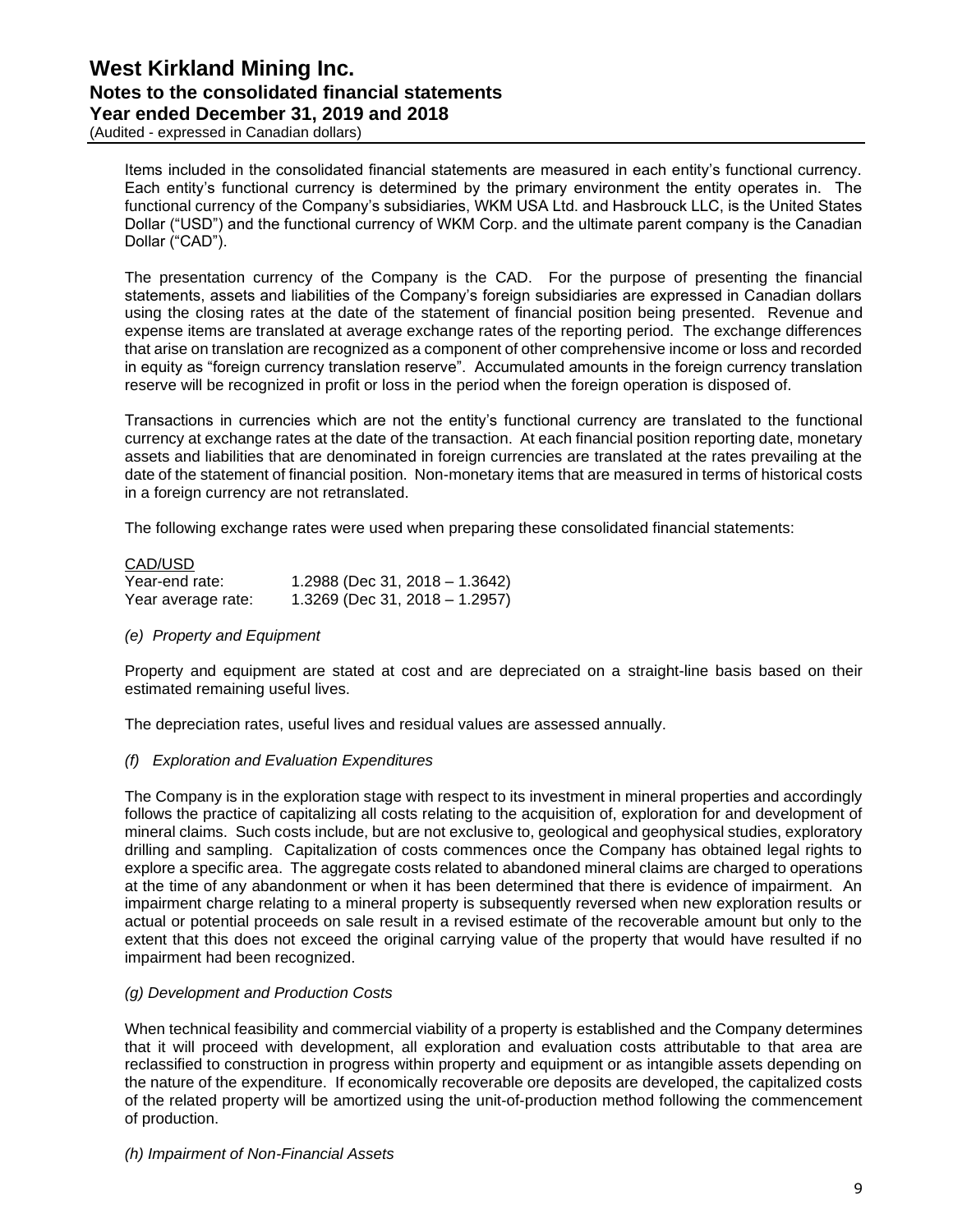Items included in the consolidated financial statements are measured in each entity's functional currency. Each entity's functional currency is determined by the primary environment the entity operates in. The functional currency of the Company's subsidiaries, WKM USA Ltd. and Hasbrouck LLC, is the United States Dollar ("USD") and the functional currency of WKM Corp. and the ultimate parent company is the Canadian Dollar ("CAD").

The presentation currency of the Company is the CAD. For the purpose of presenting the financial statements, assets and liabilities of the Company's foreign subsidiaries are expressed in Canadian dollars using the closing rates at the date of the statement of financial position being presented. Revenue and expense items are translated at average exchange rates of the reporting period. The exchange differences that arise on translation are recognized as a component of other comprehensive income or loss and recorded in equity as "foreign currency translation reserve". Accumulated amounts in the foreign currency translation reserve will be recognized in profit or loss in the period when the foreign operation is disposed of.

Transactions in currencies which are not the entity's functional currency are translated to the functional currency at exchange rates at the date of the transaction. At each financial position reporting date, monetary assets and liabilities that are denominated in foreign currencies are translated at the rates prevailing at the date of the statement of financial position. Non-monetary items that are measured in terms of historical costs in a foreign currency are not retranslated.

The following exchange rates were used when preparing these consolidated financial statements:

| CAD/USD | |
|---|---|
| Year-end rate: | 1.2988 (Dec 31, 2018 – 1.3642) |
| Year average rate: | 1.3269 (Dec 31, 2018 – 1.2957) |

*(e) Property and Equipment*

Property and equipment are stated at cost and are depreciated on a straight-line basis based on their estimated remaining useful lives.

The depreciation rates, useful lives and residual values are assessed annually.

*(f) Exploration and Evaluation Expenditures*

The Company is in the exploration stage with respect to its investment in mineral properties and accordingly follows the practice of capitalizing all costs relating to the acquisition of, exploration for and development of mineral claims. Such costs include, but are not exclusive to, geological and geophysical studies, exploratory drilling and sampling. Capitalization of costs commences once the Company has obtained legal rights to explore a specific area. The aggregate costs related to abandoned mineral claims are charged to operations at the time of any abandonment or when it has been determined that there is evidence of impairment. An impairment charge relating to a mineral property is subsequently reversed when new exploration results or actual or potential proceeds on sale result in a revised estimate of the recoverable amount but only to the extent that this does not exceed the original carrying value of the property that would have resulted if no impairment had been recognized.

*(g) Development and Production Costs*

When technical feasibility and commercial viability of a property is established and the Company determines that it will proceed with development, all exploration and evaluation costs attributable to that area are reclassified to construction in progress within property and equipment or as intangible assets depending on the nature of the expenditure. If economically recoverable ore deposits are developed, the capitalized costs of the related property will be amortized using the unit-of-production method following the commencement of production.

*(h) Impairment of Non-Financial Assets*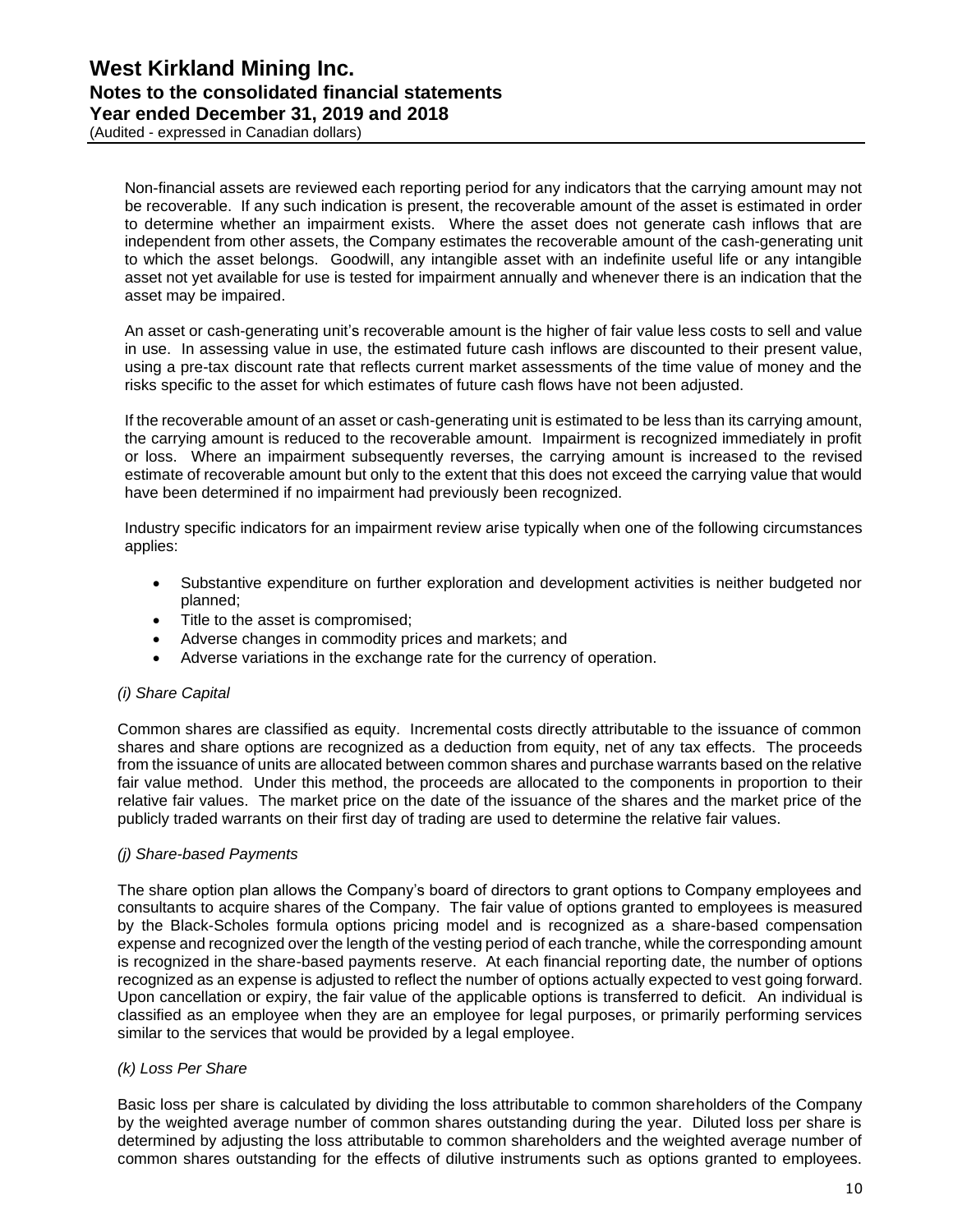Non-financial assets are reviewed each reporting period for any indicators that the carrying amount may not be recoverable. If any such indication is present, the recoverable amount of the asset is estimated in order to determine whether an impairment exists. Where the asset does not generate cash inflows that are independent from other assets, the Company estimates the recoverable amount of the cash-generating unit to which the asset belongs. Goodwill, any intangible asset with an indefinite useful life or any intangible asset not yet available for use is tested for impairment annually and whenever there is an indication that the asset may be impaired.

An asset or cash-generating unit's recoverable amount is the higher of fair value less costs to sell and value in use. In assessing value in use, the estimated future cash inflows are discounted to their present value, using a pre-tax discount rate that reflects current market assessments of the time value of money and the risks specific to the asset for which estimates of future cash flows have not been adjusted.

If the recoverable amount of an asset or cash-generating unit is estimated to be less than its carrying amount, the carrying amount is reduced to the recoverable amount. Impairment is recognized immediately in profit or loss. Where an impairment subsequently reverses, the carrying amount is increased to the revised estimate of recoverable amount but only to the extent that this does not exceed the carrying value that would have been determined if no impairment had previously been recognized.

Industry specific indicators for an impairment review arise typically when one of the following circumstances applies:

- Substantive expenditure on further exploration and development activities is neither budgeted nor planned;
- Title to the asset is compromised;
- Adverse changes in commodity prices and markets; and
- Adverse variations in the exchange rate for the currency of operation.

*(i) Share Capital*

Common shares are classified as equity. Incremental costs directly attributable to the issuance of common shares and share options are recognized as a deduction from equity, net of any tax effects. The proceeds from the issuance of units are allocated between common shares and purchase warrants based on the relative fair value method. Under this method, the proceeds are allocated to the components in proportion to their relative fair values. The market price on the date of the issuance of the shares and the market price of the publicly traded warrants on their first day of trading are used to determine the relative fair values.

*(j) Share-based Payments*

The share option plan allows the Company's board of directors to grant options to Company employees and consultants to acquire shares of the Company. The fair value of options granted to employees is measured by the Black-Scholes formula options pricing model and is recognized as a share-based compensation expense and recognized over the length of the vesting period of each tranche, while the corresponding amount is recognized in the share-based payments reserve. At each financial reporting date, the number of options recognized as an expense is adjusted to reflect the number of options actually expected to vest going forward. Upon cancellation or expiry, the fair value of the applicable options is transferred to deficit. An individual is classified as an employee when they are an employee for legal purposes, or primarily performing services similar to the services that would be provided by a legal employee.

*(k) Loss Per Share*

Basic loss per share is calculated by dividing the loss attributable to common shareholders of the Company by the weighted average number of common shares outstanding during the year. Diluted loss per share is determined by adjusting the loss attributable to common shareholders and the weighted average number of common shares outstanding for the effects of dilutive instruments such as options granted to employees.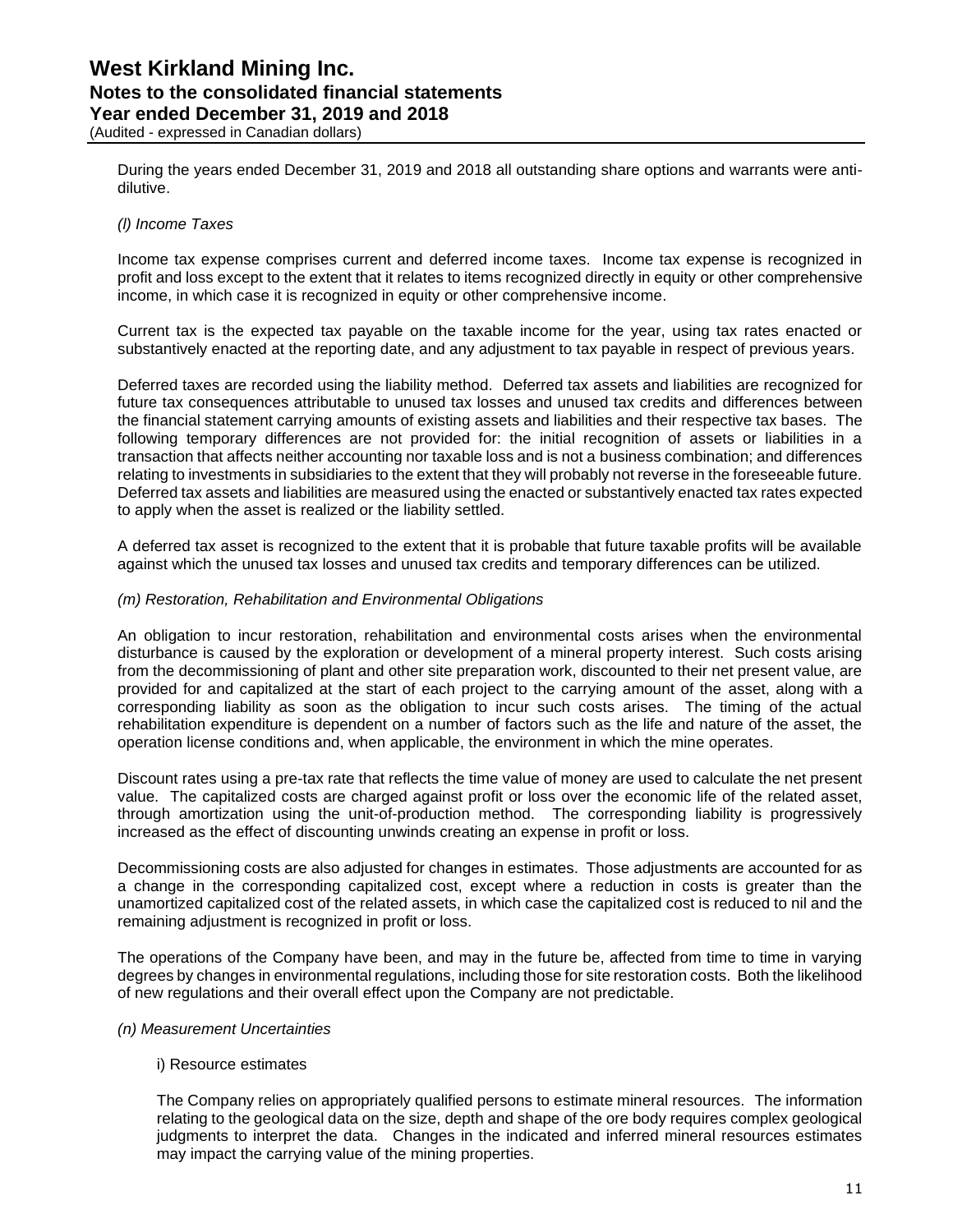During the years ended December 31, 2019 and 2018 all outstanding share options and warrants were anti-dilutive.

*(l) Income Taxes*

Income tax expense comprises current and deferred income taxes. Income tax expense is recognized in profit and loss except to the extent that it relates to items recognized directly in equity or other comprehensive income, in which case it is recognized in equity or other comprehensive income.

Current tax is the expected tax payable on the taxable income for the year, using tax rates enacted or substantively enacted at the reporting date, and any adjustment to tax payable in respect of previous years.

Deferred taxes are recorded using the liability method. Deferred tax assets and liabilities are recognized for future tax consequences attributable to unused tax losses and unused tax credits and differences between the financial statement carrying amounts of existing assets and liabilities and their respective tax bases. The following temporary differences are not provided for: the initial recognition of assets or liabilities in a transaction that affects neither accounting nor taxable loss and is not a business combination; and differences relating to investments in subsidiaries to the extent that they will probably not reverse in the foreseeable future. Deferred tax assets and liabilities are measured using the enacted or substantively enacted tax rates expected to apply when the asset is realized or the liability settled.

A deferred tax asset is recognized to the extent that it is probable that future taxable profits will be available against which the unused tax losses and unused tax credits and temporary differences can be utilized.

*(m) Restoration, Rehabilitation and Environmental Obligations*

An obligation to incur restoration, rehabilitation and environmental costs arises when the environmental disturbance is caused by the exploration or development of a mineral property interest. Such costs arising from the decommissioning of plant and other site preparation work, discounted to their net present value, are provided for and capitalized at the start of each project to the carrying amount of the asset, along with a corresponding liability as soon as the obligation to incur such costs arises. The timing of the actual rehabilitation expenditure is dependent on a number of factors such as the life and nature of the asset, the operation license conditions and, when applicable, the environment in which the mine operates.

Discount rates using a pre-tax rate that reflects the time value of money are used to calculate the net present value. The capitalized costs are charged against profit or loss over the economic life of the related asset, through amortization using the unit-of-production method. The corresponding liability is progressively increased as the effect of discounting unwinds creating an expense in profit or loss.

Decommissioning costs are also adjusted for changes in estimates. Those adjustments are accounted for as a change in the corresponding capitalized cost, except where a reduction in costs is greater than the unamortized capitalized cost of the related assets, in which case the capitalized cost is reduced to nil and the remaining adjustment is recognized in profit or loss.

The operations of the Company have been, and may in the future be, affected from time to time in varying degrees by changes in environmental regulations, including those for site restoration costs. Both the likelihood of new regulations and their overall effect upon the Company are not predictable.

*(n) Measurement Uncertainties*

i) Resource estimates

The Company relies on appropriately qualified persons to estimate mineral resources. The information relating to the geological data on the size, depth and shape of the ore body requires complex geological judgments to interpret the data. Changes in the indicated and inferred mineral resources estimates may impact the carrying value of the mining properties.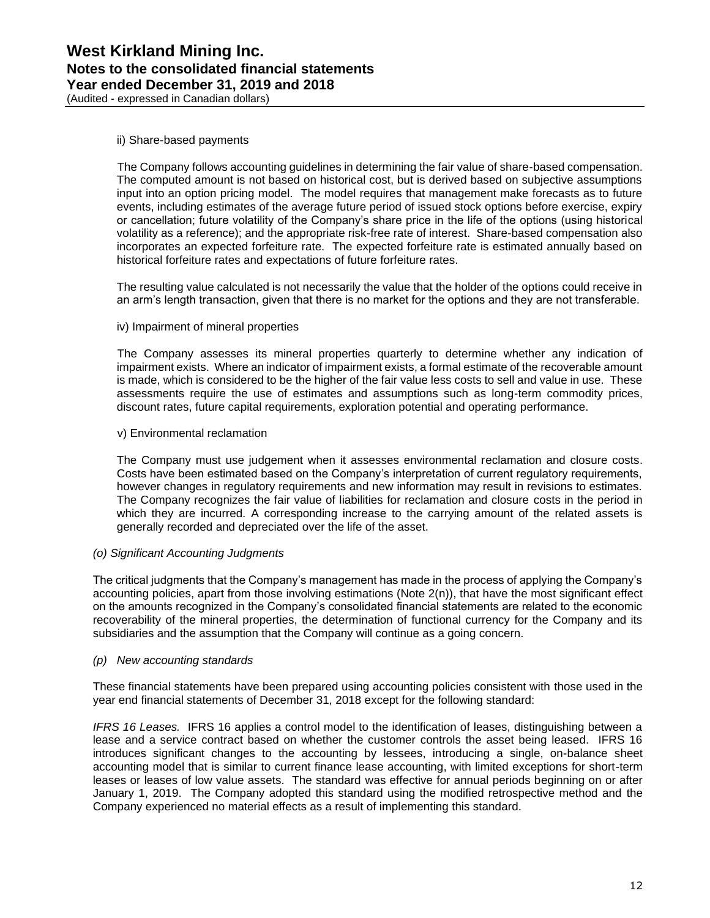ii) Share-based payments

The Company follows accounting guidelines in determining the fair value of share-based compensation. The computed amount is not based on historical cost, but is derived based on subjective assumptions input into an option pricing model. The model requires that management make forecasts as to future events, including estimates of the average future period of issued stock options before exercise, expiry or cancellation; future volatility of the Company's share price in the life of the options (using historical volatility as a reference); and the appropriate risk-free rate of interest. Share-based compensation also incorporates an expected forfeiture rate. The expected forfeiture rate is estimated annually based on historical forfeiture rates and expectations of future forfeiture rates.

The resulting value calculated is not necessarily the value that the holder of the options could receive in an arm's length transaction, given that there is no market for the options and they are not transferable.

iv) Impairment of mineral properties

The Company assesses its mineral properties quarterly to determine whether any indication of impairment exists. Where an indicator of impairment exists, a formal estimate of the recoverable amount is made, which is considered to be the higher of the fair value less costs to sell and value in use. These assessments require the use of estimates and assumptions such as long-term commodity prices, discount rates, future capital requirements, exploration potential and operating performance.

v) Environmental reclamation

The Company must use judgement when it assesses environmental reclamation and closure costs. Costs have been estimated based on the Company's interpretation of current regulatory requirements, however changes in regulatory requirements and new information may result in revisions to estimates. The Company recognizes the fair value of liabilities for reclamation and closure costs in the period in which they are incurred. A corresponding increase to the carrying amount of the related assets is generally recorded and depreciated over the life of the asset.

*(o) Significant Accounting Judgments*

The critical judgments that the Company's management has made in the process of applying the Company's accounting policies, apart from those involving estimations (Note 2(n)), that have the most significant effect on the amounts recognized in the Company's consolidated financial statements are related to the economic recoverability of the mineral properties, the determination of functional currency for the Company and its subsidiaries and the assumption that the Company will continue as a going concern.

*(p) New accounting standards*

These financial statements have been prepared using accounting policies consistent with those used in the year end financial statements of December 31, 2018 except for the following standard:

*IFRS 16 Leases.* IFRS 16 applies a control model to the identification of leases, distinguishing between a lease and a service contract based on whether the customer controls the asset being leased. IFRS 16 introduces significant changes to the accounting by lessees, introducing a single, on-balance sheet accounting model that is similar to current finance lease accounting, with limited exceptions for short-term leases or leases of low value assets. The standard was effective for annual periods beginning on or after January 1, 2019. The Company adopted this standard using the modified retrospective method and the Company experienced no material effects as a result of implementing this standard.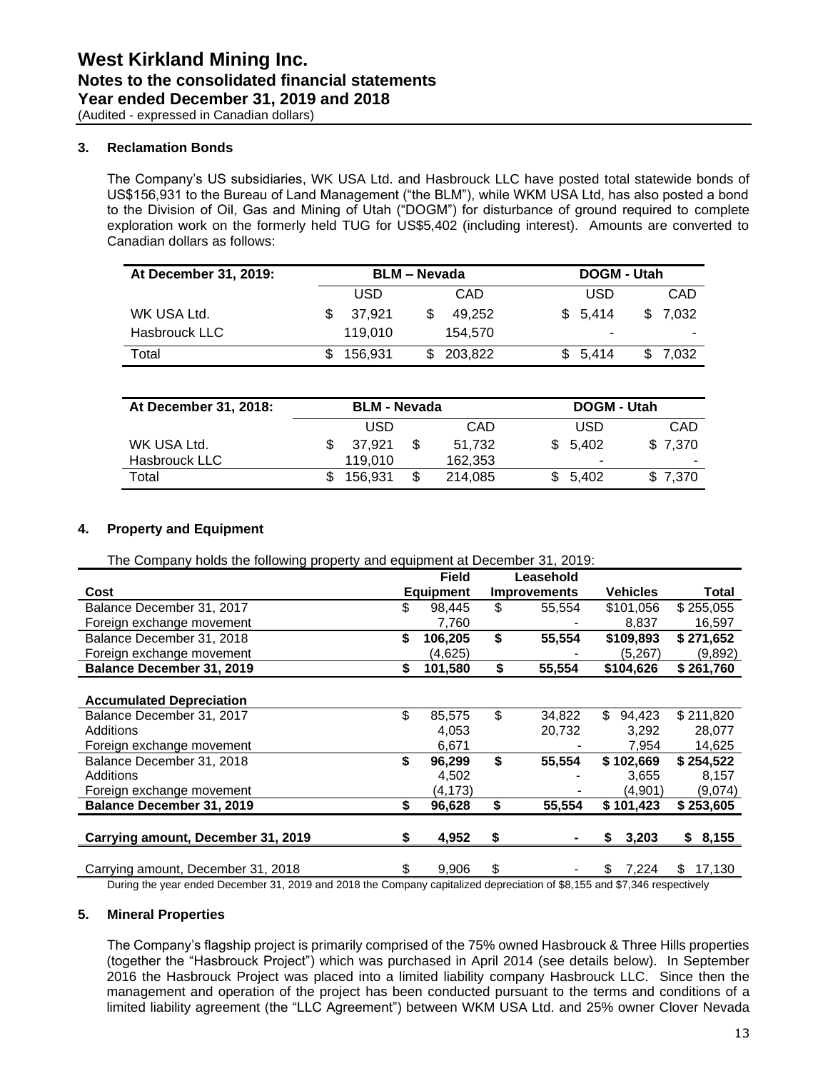### 3. Reclamation Bonds

The Company's US subsidiaries, WK USA Ltd. and Hasbrouck LLC have posted total statewide bonds of US$156,931 to the Bureau of Land Management ("the BLM"), while WKM USA Ltd, has also posted a bond to the Division of Oil, Gas and Mining of Utah ("DOGM") for disturbance of ground required to complete exploration work on the formerly held TUG for US$5,402 (including interest). Amounts are converted to Canadian dollars as follows:

| At December 31, 2019: | BLM – Nevada | | DOGM - Utah | |
|---|---|---|---|---|
| | USD | CAD | USD | CAD |
| WK USA Ltd. | $ 37,921 | $ 49,252 | $ 5,414 | $ 7,032 |
| Hasbrouck LLC | 119,010 | 154,570 | - | - |
| Total | $ 156,931 | $ 203,822 | $ 5,414 | $ 7,032 |

| At December 31, 2018: | BLM - Nevada | | DOGM - Utah | |
|---|---|---|---|---|
| | USD | CAD | USD | CAD |
| WK USA Ltd. | $ 37,921 | $ 51,732 | $ 5,402 | $ 7,370 |
| Hasbrouck LLC | 119,010 | 162,353 | - | - |
| Total | $ 156,931 | $ 214,085 | $ 5,402 | $ 7,370 |

### 4. Property and Equipment

The Company holds the following property and equipment at December 31, 2019:

| Cost | Field Equipment | Leasehold Improvements | Vehicles | Total |
|---|---|---|---|---|
| Balance December 31, 2017 | $ 98,445 | $ 55,554 | $101,056 | $ 255,055 |
| Foreign exchange movement | 7,760 | - | 8,837 | 16,597 |
| **Balance December 31, 2018** | **$ 106,205** | **$ 55,554** | **$109,893** | **$ 271,652** |
| Foreign exchange movement | (4,625) | - | (5,267) | (9,892) |
| **Balance December 31, 2019** | **$ 101,580** | **$ 55,554** | **$104,626** | **$ 261,760** |
| | | | | |
| **Accumulated Depreciation** | | | | |
| Balance December 31, 2017 | $ 85,575 | $ 34,822 | $ 94,423 | $ 211,820 |
| Additions | 4,053 | 20,732 | 3,292 | 28,077 |
| Foreign exchange movement | 6,671 | - | 7,954 | 14,625 |
| **Balance December 31, 2018** | **$ 96,299** | **$ 55,554** | **$ 102,669** | **$ 254,522** |
| Additions | 4,502 | - | 3,655 | 8,157 |
| Foreign exchange movement | (4,173) | - | (4,901) | (9,074) |
| **Balance December 31, 2019** | **$ 96,628** | **$ 55,554** | **$ 101,423** | **$ 253,605** |
| | | | | |
| **Carrying amount, December 31, 2019** | **$ 4,952** | **$ -** | **$ 3,203** | **$ 8,155** |
| | | | | |
| Carrying amount, December 31, 2018 | $ 9,906 | $ - | $ 7,224 | $ 17,130 |

During the year ended December 31, 2019 and 2018 the Company capitalized depreciation of $8,155 and $7,346 respectively

### 5. Mineral Properties

The Company's flagship project is primarily comprised of the 75% owned Hasbrouck & Three Hills properties (together the "Hasbrouck Project") which was purchased in April 2014 (see details below). In September 2016 the Hasbrouck Project was placed into a limited liability company Hasbrouck LLC. Since then the management and operation of the project has been conducted pursuant to the terms and conditions of a limited liability agreement (the "LLC Agreement") between WKM USA Ltd. and 25% owner Clover Nevada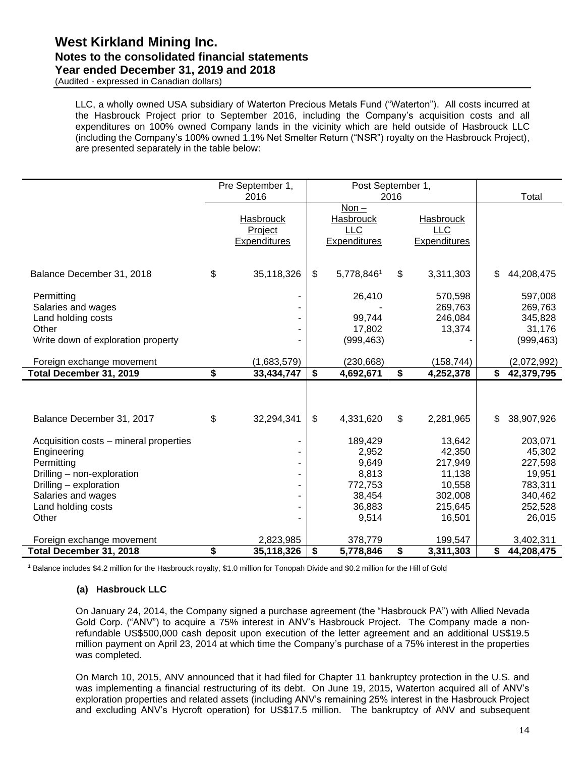LLC, a wholly owned USA subsidiary of Waterton Precious Metals Fund ("Waterton"). All costs incurred at the Hasbrouck Project prior to September 2016, including the Company's acquisition costs and all expenditures on 100% owned Company lands in the vicinity which are held outside of Hasbrouck LLC (including the Company's 100% owned 1.1% Net Smelter Return ("NSR") royalty on the Hasbrouck Project), are presented separately in the table below:

| | Pre September 1, 2016 | Post September 1, 2016 | | Total |
|---|---|---|---|---|
| | Hasbrouck Project Expenditures | Non – Hasbrouck LLC Expenditures | Hasbrouck LLC Expenditures | |
| Balance December 31, 2018 | $ 35,118,326 | $ 5,778,846[1] | $ 3,311,303 | $ 44,208,475 |
| Permitting | - | 26,410 | 570,598 | 597,008 |
| Salaries and wages | - | - | 269,763 | 269,763 |
| Land holding costs | - | 99,744 | 246,084 | 345,828 |
| Other | - | 17,802 | 13,374 | 31,176 |
| Write down of exploration property | - | (999,463) | - | (999,463) |
| Foreign exchange movement | (1,683,579) | (230,668) | (158,744) | (2,072,992) |
| **Total December 31, 2019** | **$ 33,434,747** | **$ 4,692,671** | **$ 4,252,378** | **$ 42,379,795** |
| | | | | |
| Balance December 31, 2017 | $ 32,294,341 | $ 4,331,620 | $ 2,281,965 | $ 38,907,926 |
| Acquisition costs – mineral properties | - | 189,429 | 13,642 | 203,071 |
| Engineering | - | 2,952 | 42,350 | 45,302 |
| Permitting | - | 9,649 | 217,949 | 227,598 |
| Drilling – non-exploration | - | 8,813 | 11,138 | 19,951 |
| Drilling – exploration | - | 772,753 | 10,558 | 783,311 |
| Salaries and wages | - | 38,454 | 302,008 | 340,462 |
| Land holding costs | - | 36,883 | 215,645 | 252,528 |
| Other | - | 9,514 | 16,501 | 26,015 |
| Foreign exchange movement | 2,823,985 | 378,779 | 199,547 | 3,402,311 |
| **Total December 31, 2018** | **$ 35,118,326** | **$ 5,778,846** | **$ 3,311,303** | **$ 44,208,475** |

[1] Balance includes $4.2 million for the Hasbrouck royalty, $1.0 million for Tonopah Divide and $0.2 million for the Hill of Gold

### (a) Hasbrouck LLC

On January 24, 2014, the Company signed a purchase agreement (the "Hasbrouck PA") with Allied Nevada Gold Corp. ("ANV") to acquire a 75% interest in ANV's Hasbrouck Project. The Company made a non-refundable US$500,000 cash deposit upon execution of the letter agreement and an additional US$19.5 million payment on April 23, 2014 at which time the Company's purchase of a 75% interest in the properties was completed.

On March 10, 2015, ANV announced that it had filed for Chapter 11 bankruptcy protection in the U.S. and was implementing a financial restructuring of its debt. On June 19, 2015, Waterton acquired all of ANV's exploration properties and related assets (including ANV's remaining 25% interest in the Hasbrouck Project and excluding ANV's Hycroft operation) for US$17.5 million. The bankruptcy of ANV and subsequent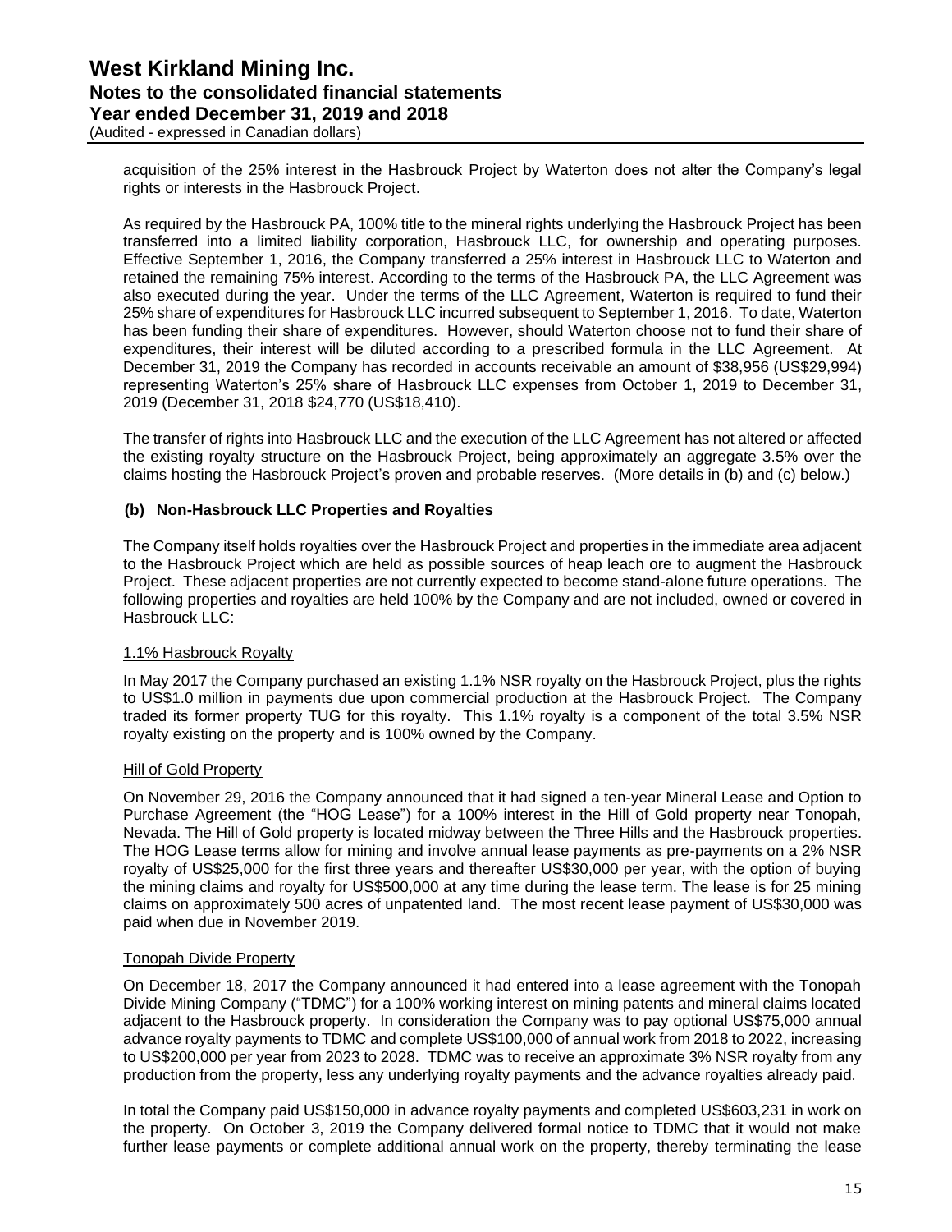acquisition of the 25% interest in the Hasbrouck Project by Waterton does not alter the Company's legal rights or interests in the Hasbrouck Project.

As required by the Hasbrouck PA, 100% title to the mineral rights underlying the Hasbrouck Project has been transferred into a limited liability corporation, Hasbrouck LLC, for ownership and operating purposes. Effective September 1, 2016, the Company transferred a 25% interest in Hasbrouck LLC to Waterton and retained the remaining 75% interest. According to the terms of the Hasbrouck PA, the LLC Agreement was also executed during the year. Under the terms of the LLC Agreement, Waterton is required to fund their 25% share of expenditures for Hasbrouck LLC incurred subsequent to September 1, 2016. To date, Waterton has been funding their share of expenditures. However, should Waterton choose not to fund their share of expenditures, their interest will be diluted according to a prescribed formula in the LLC Agreement. At December 31, 2019 the Company has recorded in accounts receivable an amount of $38,956 (US$29,994) representing Waterton's 25% share of Hasbrouck LLC expenses from October 1, 2019 to December 31, 2019 (December 31, 2018 $24,770 (US$18,410).

The transfer of rights into Hasbrouck LLC and the execution of the LLC Agreement has not altered or affected the existing royalty structure on the Hasbrouck Project, being approximately an aggregate 3.5% over the claims hosting the Hasbrouck Project's proven and probable reserves. (More details in (b) and (c) below.)

### (b) Non-Hasbrouck LLC Properties and Royalties

The Company itself holds royalties over the Hasbrouck Project and properties in the immediate area adjacent to the Hasbrouck Project which are held as possible sources of heap leach ore to augment the Hasbrouck Project. These adjacent properties are not currently expected to become stand-alone future operations. The following properties and royalties are held 100% by the Company and are not included, owned or covered in Hasbrouck LLC:

#### 1.1% Hasbrouck Royalty

In May 2017 the Company purchased an existing 1.1% NSR royalty on the Hasbrouck Project, plus the rights to US$1.0 million in payments due upon commercial production at the Hasbrouck Project. The Company traded its former property TUG for this royalty. This 1.1% royalty is a component of the total 3.5% NSR royalty existing on the property and is 100% owned by the Company.

#### Hill of Gold Property

On November 29, 2016 the Company announced that it had signed a ten-year Mineral Lease and Option to Purchase Agreement (the "HOG Lease") for a 100% interest in the Hill of Gold property near Tonopah, Nevada. The Hill of Gold property is located midway between the Three Hills and the Hasbrouck properties. The HOG Lease terms allow for mining and involve annual lease payments as pre-payments on a 2% NSR royalty of US$25,000 for the first three years and thereafter US$30,000 per year, with the option of buying the mining claims and royalty for US$500,000 at any time during the lease term. The lease is for 25 mining claims on approximately 500 acres of unpatented land. The most recent lease payment of US$30,000 was paid when due in November 2019.

#### Tonopah Divide Property

On December 18, 2017 the Company announced it had entered into a lease agreement with the Tonopah Divide Mining Company ("TDMC") for a 100% working interest on mining patents and mineral claims located adjacent to the Hasbrouck property. In consideration the Company was to pay optional US$75,000 annual advance royalty payments to TDMC and complete US$100,000 of annual work from 2018 to 2022, increasing to US$200,000 per year from 2023 to 2028. TDMC was to receive an approximate 3% NSR royalty from any production from the property, less any underlying royalty payments and the advance royalties already paid.

In total the Company paid US$150,000 in advance royalty payments and completed US$603,231 in work on the property. On October 3, 2019 the Company delivered formal notice to TDMC that it would not make further lease payments or complete additional annual work on the property, thereby terminating the lease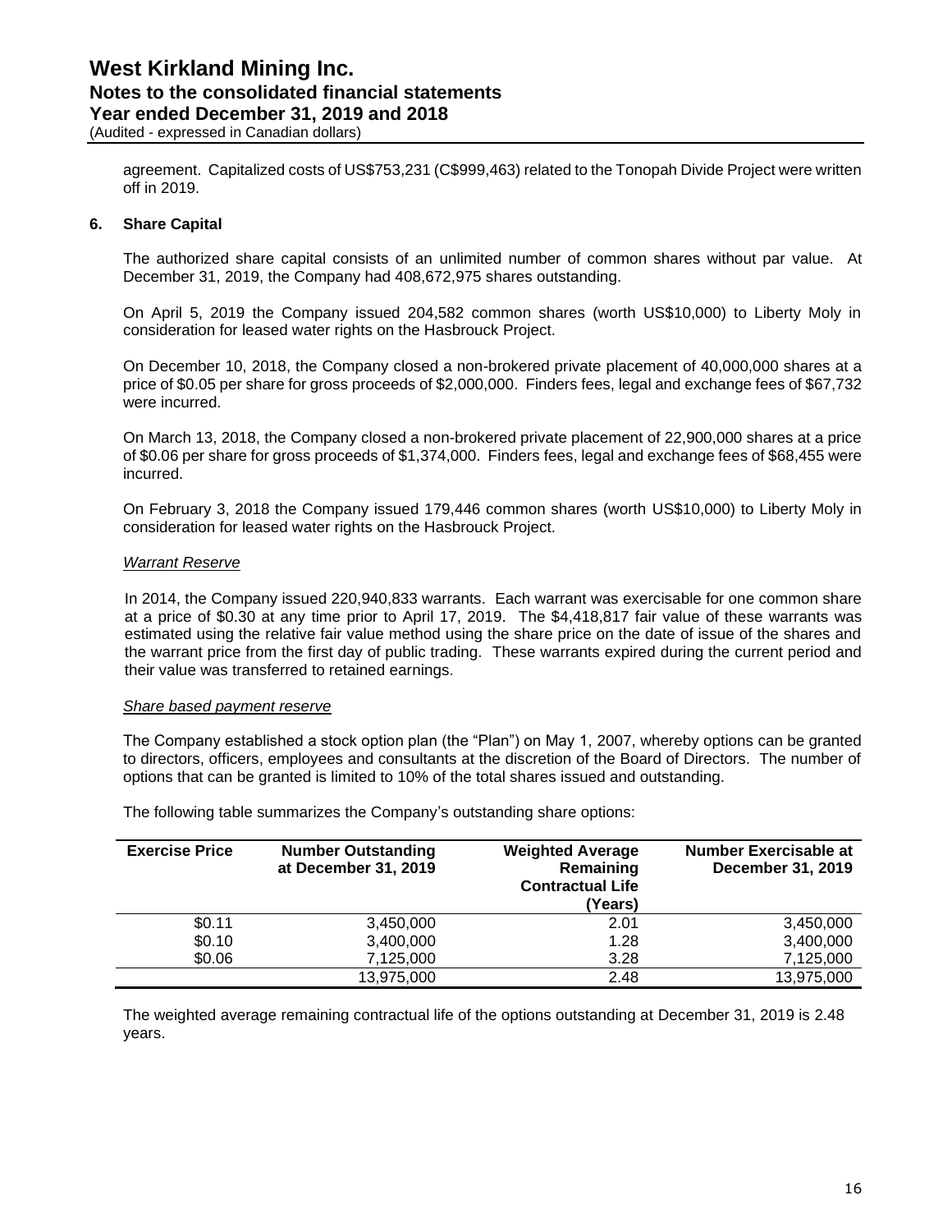agreement. Capitalized costs of US$753,231 (C$999,463) related to the Tonopah Divide Project were written off in 2019.

## 6. Share Capital

The authorized share capital consists of an unlimited number of common shares without par value. At December 31, 2019, the Company had 408,672,975 shares outstanding.

On April 5, 2019 the Company issued 204,582 common shares (worth US$10,000) to Liberty Moly in consideration for leased water rights on the Hasbrouck Project.

On December 10, 2018, the Company closed a non-brokered private placement of 40,000,000 shares at a price of $0.05 per share for gross proceeds of $2,000,000. Finders fees, legal and exchange fees of $67,732 were incurred.

On March 13, 2018, the Company closed a non-brokered private placement of 22,900,000 shares at a price of $0.06 per share for gross proceeds of $1,374,000. Finders fees, legal and exchange fees of $68,455 were incurred.

On February 3, 2018 the Company issued 179,446 common shares (worth US$10,000) to Liberty Moly in consideration for leased water rights on the Hasbrouck Project.

*Warrant Reserve*

In 2014, the Company issued 220,940,833 warrants. Each warrant was exercisable for one common share at a price of $0.30 at any time prior to April 17, 2019. The $4,418,817 fair value of these warrants was estimated using the relative fair value method using the share price on the date of issue of the shares and the warrant price from the first day of public trading. These warrants expired during the current period and their value was transferred to retained earnings.

*Share based payment reserve*

The Company established a stock option plan (the "Plan") on May 1, 2007, whereby options can be granted to directors, officers, employees and consultants at the discretion of the Board of Directors. The number of options that can be granted is limited to 10% of the total shares issued and outstanding.

The following table summarizes the Company's outstanding share options:

| Exercise Price | Number Outstanding at December 31, 2019 | Weighted Average Remaining Contractual Life (Years) | Number Exercisable at December 31, 2019 |
|---|---|---|---|
| $0.11 | 3,450,000 | 2.01 | 3,450,000 |
| $0.10 | 3,400,000 | 1.28 | 3,400,000 |
| $0.06 | 7,125,000 | 3.28 | 7,125,000 |
| | 13,975,000 | 2.48 | 13,975,000 |

The weighted average remaining contractual life of the options outstanding at December 31, 2019 is 2.48 years.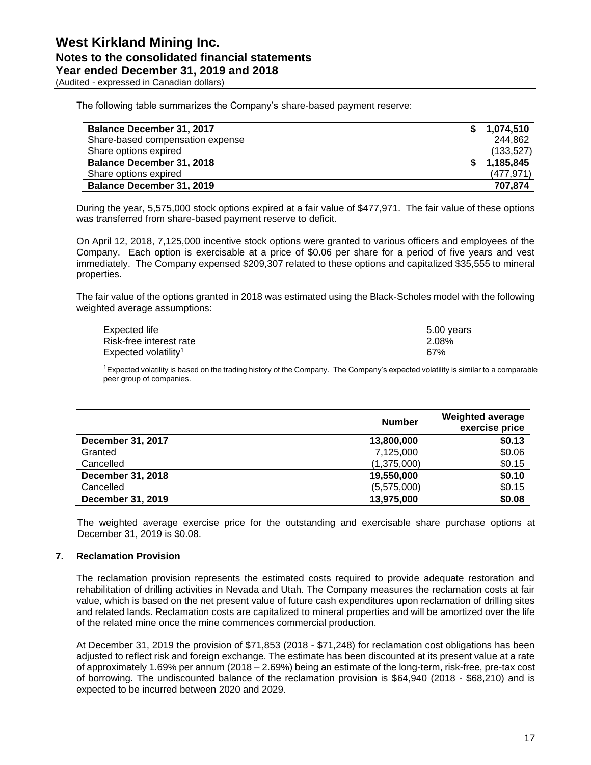The following table summarizes the Company's share-based payment reserve:

| | |
|---|---|
| **Balance December 31, 2017** | **$ 1,074,510** |
| Share-based compensation expense | 244,862 |
| Share options expired | (133,527) |
| **Balance December 31, 2018** | **$ 1,185,845** |
| Share options expired | (477,971) |
| **Balance December 31, 2019** | **707,874** |

During the year, 5,575,000 stock options expired at a fair value of $477,971. The fair value of these options was transferred from share-based payment reserve to deficit.

On April 12, 2018, 7,125,000 incentive stock options were granted to various officers and employees of the Company. Each option is exercisable at a price of $0.06 per share for a period of five years and vest immediately. The Company expensed $209,307 related to these options and capitalized $35,555 to mineral properties.

The fair value of the options granted in 2018 was estimated using the Black-Scholes model with the following weighted average assumptions:

| | |
|---|---|
| Expected life | 5.00 years |
| Risk-free interest rate | 2.08% |
| Expected volatility[1] | 67% |

[1]Expected volatility is based on the trading history of the Company. The Company's expected volatility is similar to a comparable peer group of companies.

| | Number | Weighted average exercise price |
|---|---|---|
| **December 31, 2017** | **13,800,000** | **$0.13** |
| Granted | 7,125,000 | $0.06 |
| Cancelled | (1,375,000) | $0.15 |
| **December 31, 2018** | **19,550,000** | **$0.10** |
| Cancelled | (5,575,000) | $0.15 |
| **December 31, 2019** | **13,975,000** | **$0.08** |

The weighted average exercise price for the outstanding and exercisable share purchase options at December 31, 2019 is $0.08.

## 7. Reclamation Provision

The reclamation provision represents the estimated costs required to provide adequate restoration and rehabilitation of drilling activities in Nevada and Utah. The Company measures the reclamation costs at fair value, which is based on the net present value of future cash expenditures upon reclamation of drilling sites and related lands. Reclamation costs are capitalized to mineral properties and will be amortized over the life of the related mine once the mine commences commercial production.

At December 31, 2019 the provision of $71,853 (2018 - $71,248) for reclamation cost obligations has been adjusted to reflect risk and foreign exchange. The estimate has been discounted at its present value at a rate of approximately 1.69% per annum (2018 – 2.69%) being an estimate of the long-term, risk-free, pre-tax cost of borrowing. The undiscounted balance of the reclamation provision is $64,940 (2018 - $68,210) and is expected to be incurred between 2020 and 2029.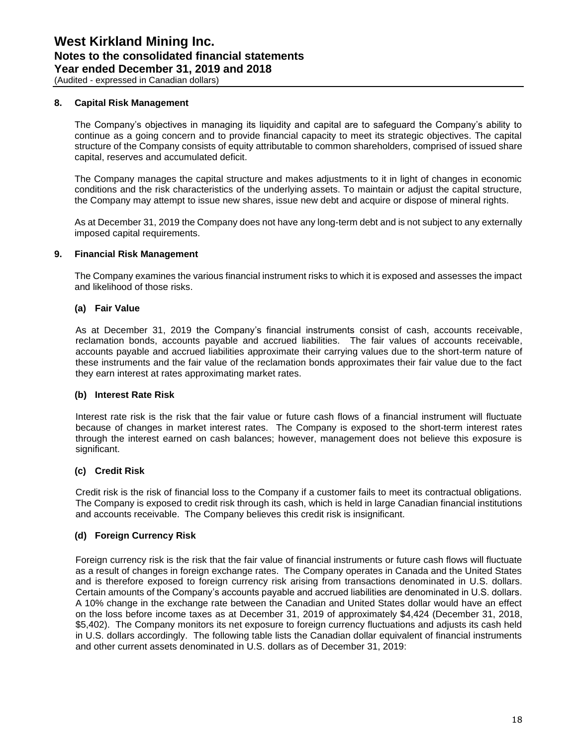## 8. Capital Risk Management

The Company's objectives in managing its liquidity and capital are to safeguard the Company's ability to continue as a going concern and to provide financial capacity to meet its strategic objectives. The capital structure of the Company consists of equity attributable to common shareholders, comprised of issued share capital, reserves and accumulated deficit.

The Company manages the capital structure and makes adjustments to it in light of changes in economic conditions and the risk characteristics of the underlying assets. To maintain or adjust the capital structure, the Company may attempt to issue new shares, issue new debt and acquire or dispose of mineral rights.

As at December 31, 2019 the Company does not have any long-term debt and is not subject to any externally imposed capital requirements.

## 9. Financial Risk Management

The Company examines the various financial instrument risks to which it is exposed and assesses the impact and likelihood of those risks.

### (a) Fair Value

As at December 31, 2019 the Company's financial instruments consist of cash, accounts receivable, reclamation bonds, accounts payable and accrued liabilities. The fair values of accounts receivable, accounts payable and accrued liabilities approximate their carrying values due to the short-term nature of these instruments and the fair value of the reclamation bonds approximates their fair value due to the fact they earn interest at rates approximating market rates.

### (b) Interest Rate Risk

Interest rate risk is the risk that the fair value or future cash flows of a financial instrument will fluctuate because of changes in market interest rates. The Company is exposed to the short-term interest rates through the interest earned on cash balances; however, management does not believe this exposure is significant.

### (c) Credit Risk

Credit risk is the risk of financial loss to the Company if a customer fails to meet its contractual obligations. The Company is exposed to credit risk through its cash, which is held in large Canadian financial institutions and accounts receivable. The Company believes this credit risk is insignificant.

### (d) Foreign Currency Risk

Foreign currency risk is the risk that the fair value of financial instruments or future cash flows will fluctuate as a result of changes in foreign exchange rates. The Company operates in Canada and the United States and is therefore exposed to foreign currency risk arising from transactions denominated in U.S. dollars. Certain amounts of the Company's accounts payable and accrued liabilities are denominated in U.S. dollars. A 10% change in the exchange rate between the Canadian and United States dollar would have an effect on the loss before income taxes as at December 31, 2019 of approximately $4,424 (December 31, 2018, $5,402). The Company monitors its net exposure to foreign currency fluctuations and adjusts its cash held in U.S. dollars accordingly. The following table lists the Canadian dollar equivalent of financial instruments and other current assets denominated in U.S. dollars as of December 31, 2019: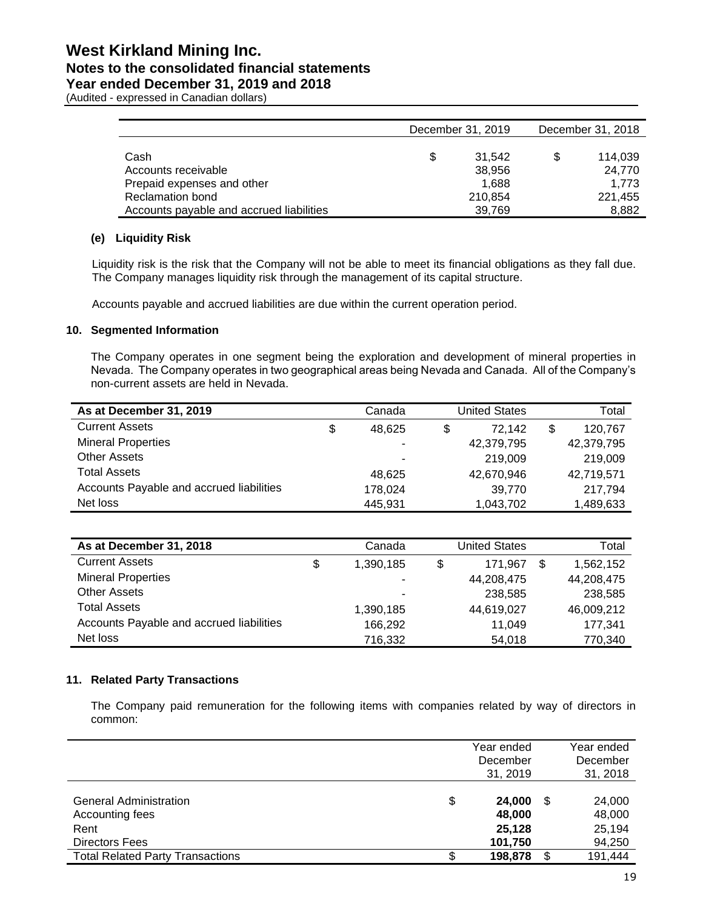|  | December 31, 2019 | December 31, 2018 |
|---|---|---|
| Cash | $ 31,542 | $ 114,039 |
| Accounts receivable | 38,956 | 24,770 |
| Prepaid expenses and other | 1,688 | 1,773 |
| Reclamation bond | 210,854 | 221,455 |
| Accounts payable and accrued liabilities | 39,769 | 8,882 |

### (e) Liquidity Risk

Liquidity risk is the risk that the Company will not be able to meet its financial obligations as they fall due. The Company manages liquidity risk through the management of its capital structure.

Accounts payable and accrued liabilities are due within the current operation period.

## 10. Segmented Information

The Company operates in one segment being the exploration and development of mineral properties in Nevada. The Company operates in two geographical areas being Nevada and Canada. All of the Company's non-current assets are held in Nevada.

| As at December 31, 2019 | Canada | United States | Total |
|---|---|---|---|
| Current Assets | $ 48,625 | $ 72,142 | $ 120,767 |
| Mineral Properties | - | 42,379,795 | 42,379,795 |
| Other Assets | - | 219,009 | 219,009 |
| Total Assets | 48,625 | 42,670,946 | 42,719,571 |
| Accounts Payable and accrued liabilities | 178,024 | 39,770 | 217,794 |
| Net loss | 445,931 | 1,043,702 | 1,489,633 |

| As at December 31, 2018 | Canada | United States | Total |
|---|---|---|---|
| Current Assets | $ 1,390,185 | $ 171,967 | $ 1,562,152 |
| Mineral Properties | - | 44,208,475 | 44,208,475 |
| Other Assets | - | 238,585 | 238,585 |
| Total Assets | 1,390,185 | 44,619,027 | 46,009,212 |
| Accounts Payable and accrued liabilities | 166,292 | 11,049 | 177,341 |
| Net loss | 716,332 | 54,018 | 770,340 |

## 11. Related Party Transactions

The Company paid remuneration for the following items with companies related by way of directors in common:

|  | Year ended December 31, 2019 | Year ended December 31, 2018 |
|---|---|---|
| General Administration | $ **24,000** | $ 24,000 |
| Accounting fees | **48,000** | 48,000 |
| Rent | **25,128** | 25,194 |
| Directors Fees | **101,750** | 94,250 |
| Total Related Party Transactions | $ **198,878** | $ 191,444 |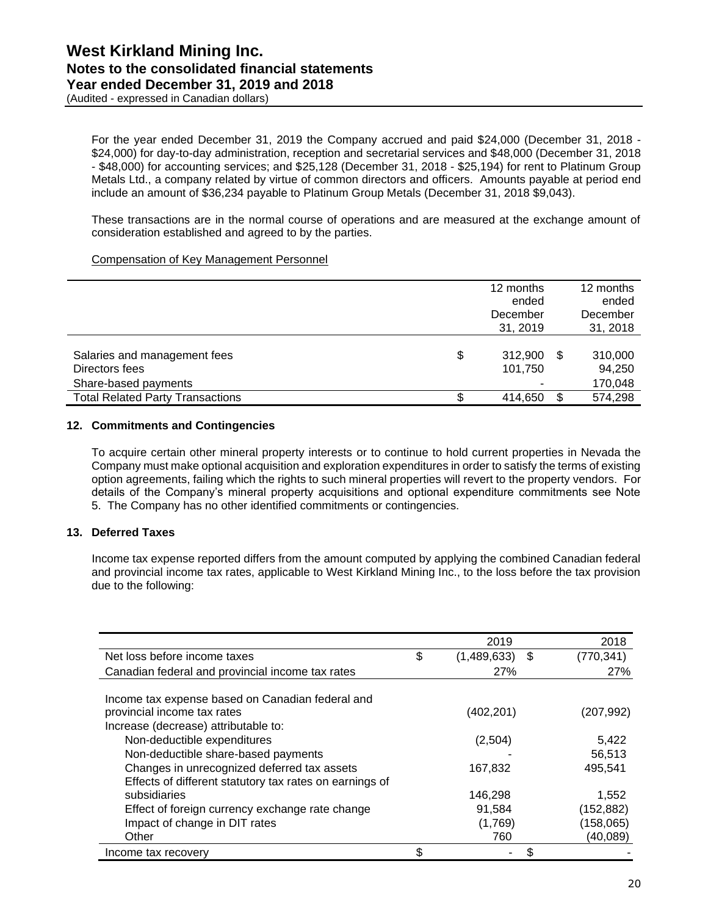For the year ended December 31, 2019 the Company accrued and paid $24,000 (December 31, 2018 - $24,000) for day-to-day administration, reception and secretarial services and $48,000 (December 31, 2018 - $48,000) for accounting services; and $25,128 (December 31, 2018 - $25,194) for rent to Platinum Group Metals Ltd., a company related by virtue of common directors and officers. Amounts payable at period end include an amount of $36,234 payable to Platinum Group Metals (December 31, 2018 $9,043).

These transactions are in the normal course of operations and are measured at the exchange amount of consideration established and agreed to by the parties.

Compensation of Key Management Personnel

| | 12 months ended December 31, 2019 | 12 months ended December 31, 2018 |
|---|---|---|
| Salaries and management fees | $ 312,900 | $ 310,000 |
| Directors fees | 101,750 | 94,250 |
| Share-based payments | - | 170,048 |
| Total Related Party Transactions | $ 414,650 | $ 574,298 |

## 12. Commitments and Contingencies

To acquire certain other mineral property interests or to continue to hold current properties in Nevada the Company must make optional acquisition and exploration expenditures in order to satisfy the terms of existing option agreements, failing which the rights to such mineral properties will revert to the property vendors. For details of the Company's mineral property acquisitions and optional expenditure commitments see Note 5. The Company has no other identified commitments or contingencies.

## 13. Deferred Taxes

Income tax expense reported differs from the amount computed by applying the combined Canadian federal and provincial income tax rates, applicable to West Kirkland Mining Inc., to the loss before the tax provision due to the following:

| | 2019 | 2018 |
|---|---|---|
| Net loss before income taxes | $ (1,489,633) | $ (770,341) |
| Canadian federal and provincial income tax rates | 27% | 27% |
| Income tax expense based on Canadian federal and provincial income tax rates | (402,201) | (207,992) |
| Increase (decrease) attributable to: | | |
| Non-deductible expenditures | (2,504) | 5,422 |
| Non-deductible share-based payments | - | 56,513 |
| Changes in unrecognized deferred tax assets | 167,832 | 495,541 |
| Effects of different statutory tax rates on earnings of subsidiaries | 146,298 | 1,552 |
| Effect of foreign currency exchange rate change | 91,584 | (152,882) |
| Impact of change in DIT rates | (1,769) | (158,065) |
| Other | 760 | (40,089) |
| Income tax recovery | $ - | $ - |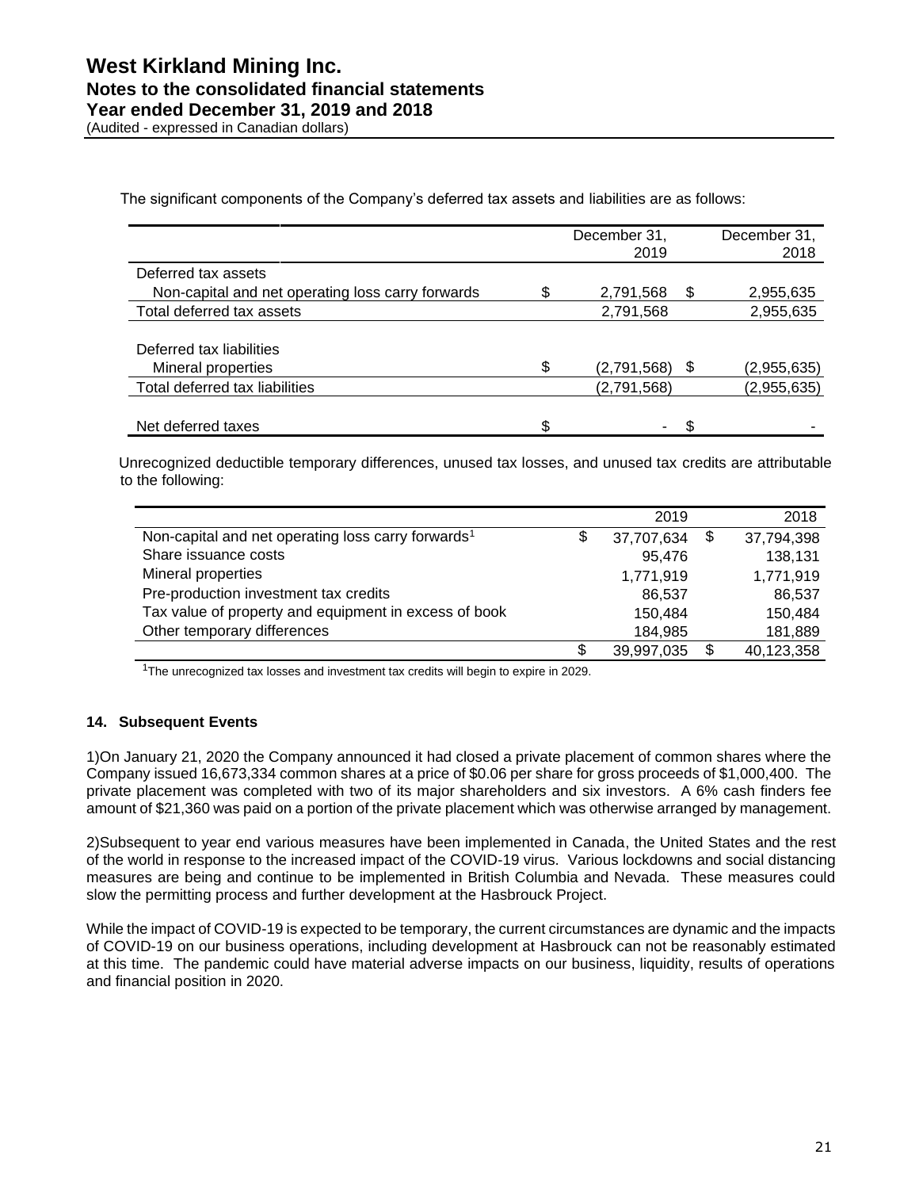The significant components of the Company's deferred tax assets and liabilities are as follows:

| | December 31, 2019 | December 31, 2018 |
|---|---|---|
| Deferred tax assets | | |
| Non-capital and net operating loss carry forwards | $ 2,791,568 | $ 2,955,635 |
| Total deferred tax assets | 2,791,568 | 2,955,635 |
| | | |
| Deferred tax liabilities | | |
| Mineral properties | $ (2,791,568) | $ (2,955,635) |
| Total deferred tax liabilities | (2,791,568) | (2,955,635) |
| | | |
| Net deferred taxes | $ - | $ - |

Unrecognized deductible temporary differences, unused tax losses, and unused tax credits are attributable to the following:

| | 2019 | 2018 |
|---|---|---|
| Non-capital and net operating loss carry forwards[1] | $ 37,707,634 | $ 37,794,398 |
| Share issuance costs | 95,476 | 138,131 |
| Mineral properties | 1,771,919 | 1,771,919 |
| Pre-production investment tax credits | 86,537 | 86,537 |
| Tax value of property and equipment in excess of book | 150,484 | 150,484 |
| Other temporary differences | 184,985 | 181,889 |
| | $ 39,997,035 | $ 40,123,358 |

[1]The unrecognized tax losses and investment tax credits will begin to expire in 2029.

### 14. Subsequent Events

1)On January 21, 2020 the Company announced it had closed a private placement of common shares where the Company issued 16,673,334 common shares at a price of $0.06 per share for gross proceeds of $1,000,400. The private placement was completed with two of its major shareholders and six investors. A 6% cash finders fee amount of $21,360 was paid on a portion of the private placement which was otherwise arranged by management.

2)Subsequent to year end various measures have been implemented in Canada, the United States and the rest of the world in response to the increased impact of the COVID-19 virus. Various lockdowns and social distancing measures are being and continue to be implemented in British Columbia and Nevada. These measures could slow the permitting process and further development at the Hasbrouck Project.

While the impact of COVID-19 is expected to be temporary, the current circumstances are dynamic and the impacts of COVID-19 on our business operations, including development at Hasbrouck can not be reasonably estimated at this time. The pandemic could have material adverse impacts on our business, liquidity, results of operations and financial position in 2020.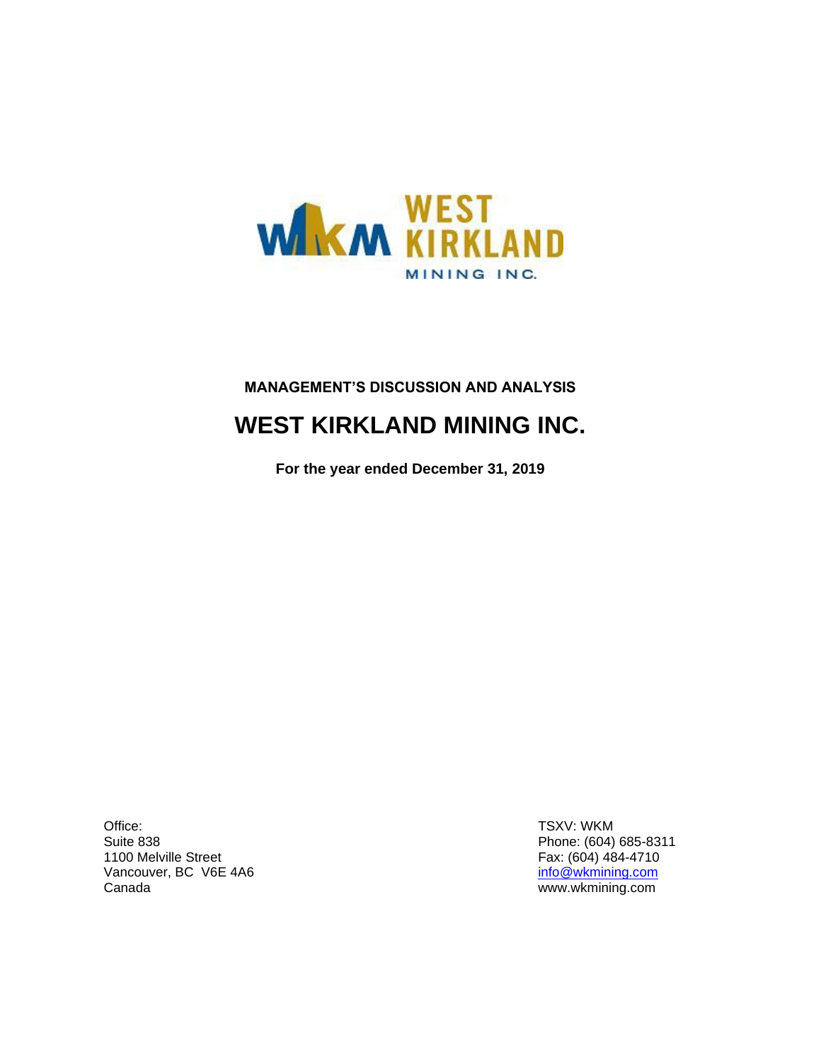WEST KIRKLAND MINING INC.

**MANAGEMENT'S DISCUSSION AND ANALYSIS**

# WEST KIRKLAND MINING INC.

**For the year ended December 31, 2019**

Office:
Suite 838
1100 Melville Street
Vancouver, BC V6E 4A6
Canada

TSXV: WKM
Phone: (604) 685-8311
Fax: (604) 484-4710
info@wkmining.com
www.wkmining.com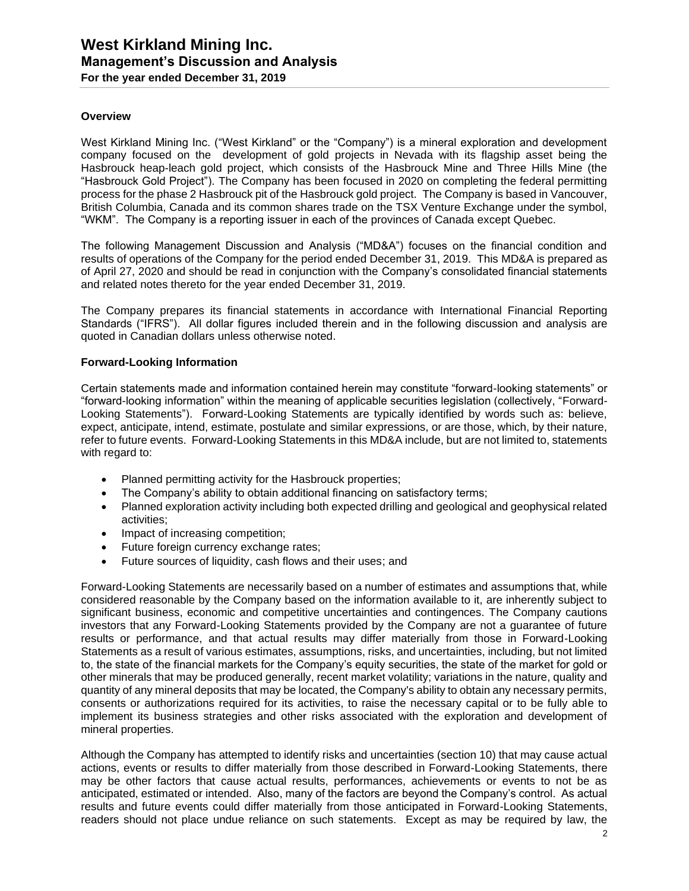## Overview

West Kirkland Mining Inc. ("West Kirkland" or the "Company") is a mineral exploration and development company focused on the development of gold projects in Nevada with its flagship asset being the Hasbrouck heap-leach gold project, which consists of the Hasbrouck Mine and Three Hills Mine (the "Hasbrouck Gold Project"). The Company has been focused in 2020 on completing the federal permitting process for the phase 2 Hasbrouck pit of the Hasbrouck gold project. The Company is based in Vancouver, British Columbia, Canada and its common shares trade on the TSX Venture Exchange under the symbol, "WKM". The Company is a reporting issuer in each of the provinces of Canada except Quebec.

The following Management Discussion and Analysis ("MD&A") focuses on the financial condition and results of operations of the Company for the period ended December 31, 2019. This MD&A is prepared as of April 27, 2020 and should be read in conjunction with the Company's consolidated financial statements and related notes thereto for the year ended December 31, 2019.

The Company prepares its financial statements in accordance with International Financial Reporting Standards ("IFRS"). All dollar figures included therein and in the following discussion and analysis are quoted in Canadian dollars unless otherwise noted.

## Forward-Looking Information

Certain statements made and information contained herein may constitute "forward-looking statements" or "forward-looking information" within the meaning of applicable securities legislation (collectively, "Forward-Looking Statements"). Forward-Looking Statements are typically identified by words such as: believe, expect, anticipate, intend, estimate, postulate and similar expressions, or are those, which, by their nature, refer to future events. Forward-Looking Statements in this MD&A include, but are not limited to, statements with regard to:

- Planned permitting activity for the Hasbrouck properties;
- The Company's ability to obtain additional financing on satisfactory terms;
- Planned exploration activity including both expected drilling and geological and geophysical related activities;
- Impact of increasing competition;
- Future foreign currency exchange rates;
- Future sources of liquidity, cash flows and their uses; and

Forward-Looking Statements are necessarily based on a number of estimates and assumptions that, while considered reasonable by the Company based on the information available to it, are inherently subject to significant business, economic and competitive uncertainties and contingences. The Company cautions investors that any Forward-Looking Statements provided by the Company are not a guarantee of future results or performance, and that actual results may differ materially from those in Forward-Looking Statements as a result of various estimates, assumptions, risks, and uncertainties, including, but not limited to, the state of the financial markets for the Company's equity securities, the state of the market for gold or other minerals that may be produced generally, recent market volatility; variations in the nature, quality and quantity of any mineral deposits that may be located, the Company's ability to obtain any necessary permits, consents or authorizations required for its activities, to raise the necessary capital or to be fully able to implement its business strategies and other risks associated with the exploration and development of mineral properties.

Although the Company has attempted to identify risks and uncertainties (section 10) that may cause actual actions, events or results to differ materially from those described in Forward-Looking Statements, there may be other factors that cause actual results, performances, achievements or events to not be as anticipated, estimated or intended. Also, many of the factors are beyond the Company's control. As actual results and future events could differ materially from those anticipated in Forward-Looking Statements, readers should not place undue reliance on such statements. Except as may be required by law, the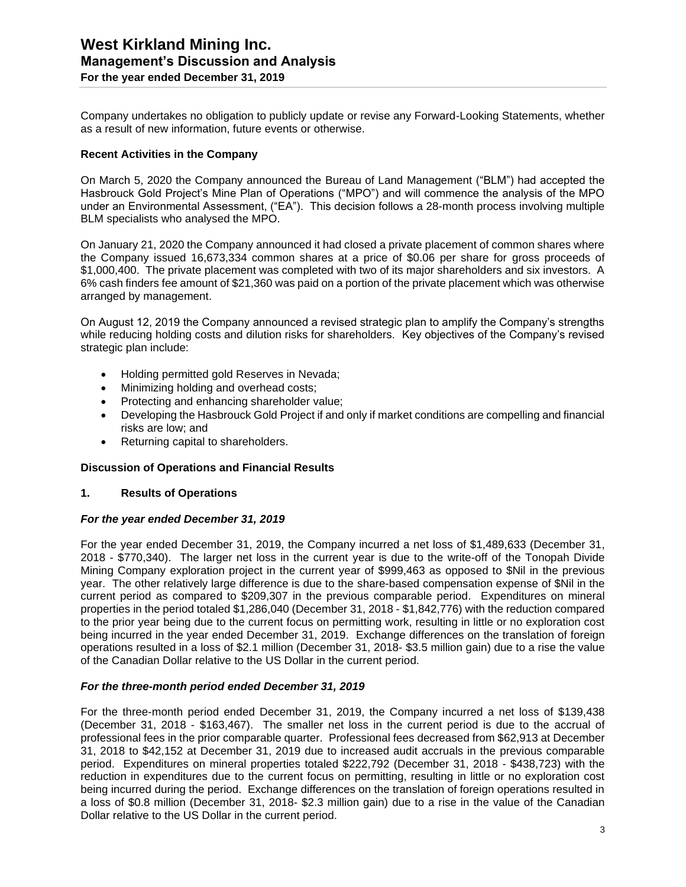Company undertakes no obligation to publicly update or revise any Forward-Looking Statements, whether as a result of new information, future events or otherwise.

**Recent Activities in the Company**

On March 5, 2020 the Company announced the Bureau of Land Management ("BLM") had accepted the Hasbrouck Gold Project's Mine Plan of Operations ("MPO") and will commence the analysis of the MPO under an Environmental Assessment, ("EA"). This decision follows a 28-month process involving multiple BLM specialists who analysed the MPO.

On January 21, 2020 the Company announced it had closed a private placement of common shares where the Company issued 16,673,334 common shares at a price of $0.06 per share for gross proceeds of $1,000,400. The private placement was completed with two of its major shareholders and six investors. A 6% cash finders fee amount of $21,360 was paid on a portion of the private placement which was otherwise arranged by management.

On August 12, 2019 the Company announced a revised strategic plan to amplify the Company's strengths while reducing holding costs and dilution risks for shareholders. Key objectives of the Company's revised strategic plan include:

- Holding permitted gold Reserves in Nevada;
- Minimizing holding and overhead costs;
- Protecting and enhancing shareholder value;
- Developing the Hasbrouck Gold Project if and only if market conditions are compelling and financial risks are low; and
- Returning capital to shareholders.

**Discussion of Operations and Financial Results**

**1. Results of Operations**

***For the year ended December 31, 2019***

For the year ended December 31, 2019, the Company incurred a net loss of $1,489,633 (December 31, 2018 - $770,340). The larger net loss in the current year is due to the write-off of the Tonopah Divide Mining Company exploration project in the current year of $999,463 as opposed to $Nil in the previous year. The other relatively large difference is due to the share-based compensation expense of $Nil in the current period as compared to $209,307 in the previous comparable period. Expenditures on mineral properties in the period totaled $1,286,040 (December 31, 2018 - $1,842,776) with the reduction compared to the prior year being due to the current focus on permitting work, resulting in little or no exploration cost being incurred in the year ended December 31, 2019. Exchange differences on the translation of foreign operations resulted in a loss of $2.1 million (December 31, 2018- $3.5 million gain) due to a rise the value of the Canadian Dollar relative to the US Dollar in the current period.

***For the three-month period ended December 31, 2019***

For the three-month period ended December 31, 2019, the Company incurred a net loss of $139,438 (December 31, 2018 - $163,467). The smaller net loss in the current period is due to the accrual of professional fees in the prior comparable quarter. Professional fees decreased from $62,913 at December 31, 2018 to $42,152 at December 31, 2019 due to increased audit accruals in the previous comparable period. Expenditures on mineral properties totaled $222,792 (December 31, 2018 - $438,723) with the reduction in expenditures due to the current focus on permitting, resulting in little or no exploration cost being incurred during the period. Exchange differences on the translation of foreign operations resulted in a loss of $0.8 million (December 31, 2018- $2.3 million gain) due to a rise in the value of the Canadian Dollar relative to the US Dollar in the current period.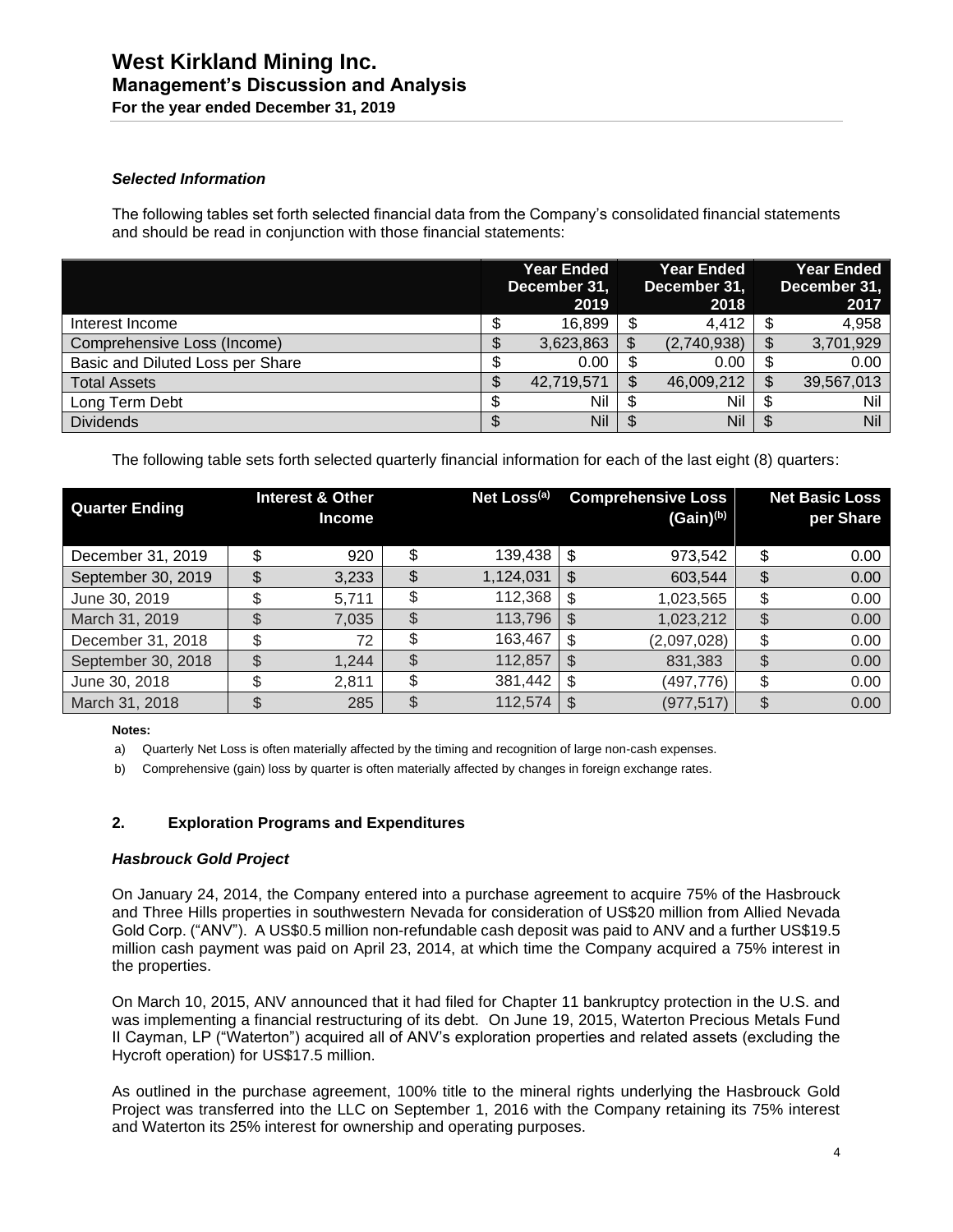### *Selected Information*

The following tables set forth selected financial data from the Company's consolidated financial statements and should be read in conjunction with those financial statements:

| | Year Ended December 31, 2019 | Year Ended December 31, 2018 | Year Ended December 31, 2017 |
|---|---|---|---|
| Interest Income | $ 16,899 | $ 4,412 | $ 4,958 |
| Comprehensive Loss (Income) | $ 3,623,863 | $ (2,740,938) | $ 3,701,929 |
| Basic and Diluted Loss per Share | $ 0.00 | $ 0.00 | $ 0.00 |
| Total Assets | $ 42,719,571 | $ 46,009,212 | $ 39,567,013 |
| Long Term Debt | $ Nil | $ Nil | $ Nil |
| Dividends | $ Nil | $ Nil | $ Nil |

The following table sets forth selected quarterly financial information for each of the last eight (8) quarters:

| Quarter Ending | Interest & Other Income | Net Loss[(a)] | Comprehensive Loss (Gain)[(b)] | Net Basic Loss per Share |
|---|---|---|---|---|
| December 31, 2019 | $ 920 | $ 139,438 | $ 973,542 | $ 0.00 |
| September 30, 2019 | $ 3,233 | $ 1,124,031 | $ 603,544 | $ 0.00 |
| June 30, 2019 | $ 5,711 | $ 112,368 | $ 1,023,565 | $ 0.00 |
| March 31, 2019 | $ 7,035 | $ 113,796 | $ 1,023,212 | $ 0.00 |
| December 31, 2018 | $ 72 | $ 163,467 | $ (2,097,028) | $ 0.00 |
| September 30, 2018 | $ 1,244 | $ 112,857 | $ 831,383 | $ 0.00 |
| June 30, 2018 | $ 2,811 | $ 381,442 | $ (497,776) | $ 0.00 |
| March 31, 2018 | $ 285 | $ 112,574 | $ (977,517) | $ 0.00 |

**Notes:**

a) Quarterly Net Loss is often materially affected by the timing and recognition of large non-cash expenses.

b) Comprehensive (gain) loss by quarter is often materially affected by changes in foreign exchange rates.

## 2. Exploration Programs and Expenditures

### *Hasbrouck Gold Project*

On January 24, 2014, the Company entered into a purchase agreement to acquire 75% of the Hasbrouck and Three Hills properties in southwestern Nevada for consideration of US$20 million from Allied Nevada Gold Corp. ("ANV"). A US$0.5 million non-refundable cash deposit was paid to ANV and a further US$19.5 million cash payment was paid on April 23, 2014, at which time the Company acquired a 75% interest in the properties.

On March 10, 2015, ANV announced that it had filed for Chapter 11 bankruptcy protection in the U.S. and was implementing a financial restructuring of its debt. On June 19, 2015, Waterton Precious Metals Fund II Cayman, LP ("Waterton") acquired all of ANV's exploration properties and related assets (excluding the Hycroft operation) for US$17.5 million.

As outlined in the purchase agreement, 100% title to the mineral rights underlying the Hasbrouck Gold Project was transferred into the LLC on September 1, 2016 with the Company retaining its 75% interest and Waterton its 25% interest for ownership and operating purposes.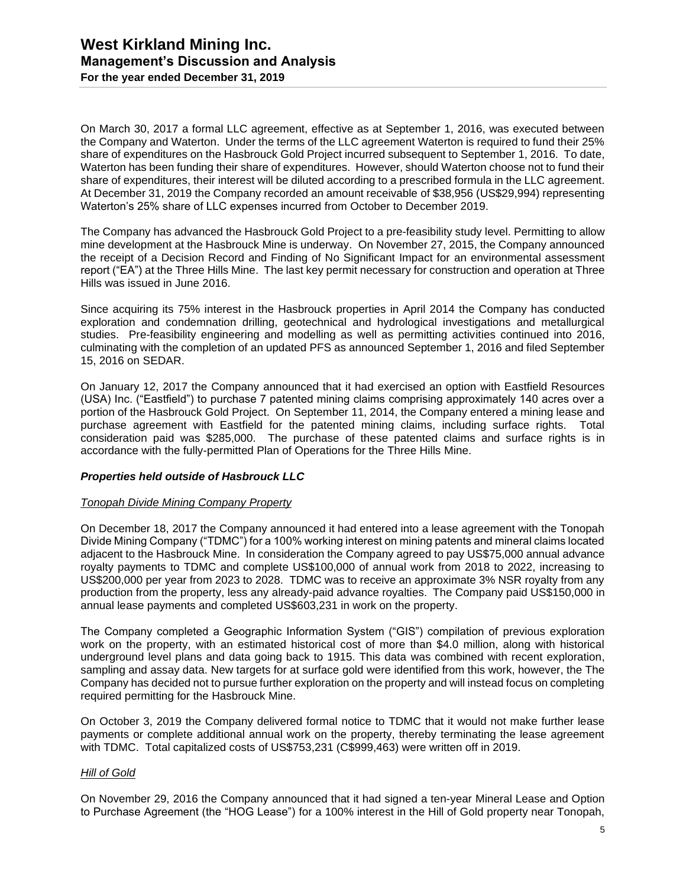On March 30, 2017 a formal LLC agreement, effective as at September 1, 2016, was executed between the Company and Waterton. Under the terms of the LLC agreement Waterton is required to fund their 25% share of expenditures on the Hasbrouck Gold Project incurred subsequent to September 1, 2016. To date, Waterton has been funding their share of expenditures. However, should Waterton choose not to fund their share of expenditures, their interest will be diluted according to a prescribed formula in the LLC agreement. At December 31, 2019 the Company recorded an amount receivable of $38,956 (US$29,994) representing Waterton's 25% share of LLC expenses incurred from October to December 2019.

The Company has advanced the Hasbrouck Gold Project to a pre-feasibility study level. Permitting to allow mine development at the Hasbrouck Mine is underway. On November 27, 2015, the Company announced the receipt of a Decision Record and Finding of No Significant Impact for an environmental assessment report ("EA") at the Three Hills Mine. The last key permit necessary for construction and operation at Three Hills was issued in June 2016.

Since acquiring its 75% interest in the Hasbrouck properties in April 2014 the Company has conducted exploration and condemnation drilling, geotechnical and hydrological investigations and metallurgical studies. Pre-feasibility engineering and modelling as well as permitting activities continued into 2016, culminating with the completion of an updated PFS as announced September 1, 2016 and filed September 15, 2016 on SEDAR.

On January 12, 2017 the Company announced that it had exercised an option with Eastfield Resources (USA) Inc. ("Eastfield") to purchase 7 patented mining claims comprising approximately 140 acres over a portion of the Hasbrouck Gold Project. On September 11, 2014, the Company entered a mining lease and purchase agreement with Eastfield for the patented mining claims, including surface rights. Total consideration paid was $285,000. The purchase of these patented claims and surface rights is in accordance with the fully-permitted Plan of Operations for the Three Hills Mine.

### *Properties held outside of Hasbrouck LLC*

#### *Tonopah Divide Mining Company Property*

On December 18, 2017 the Company announced it had entered into a lease agreement with the Tonopah Divide Mining Company ("TDMC") for a 100% working interest on mining patents and mineral claims located adjacent to the Hasbrouck Mine. In consideration the Company agreed to pay US$75,000 annual advance royalty payments to TDMC and complete US$100,000 of annual work from 2018 to 2022, increasing to US$200,000 per year from 2023 to 2028. TDMC was to receive an approximate 3% NSR royalty from any production from the property, less any already-paid advance royalties. The Company paid US$150,000 in annual lease payments and completed US$603,231 in work on the property.

The Company completed a Geographic Information System ("GIS") compilation of previous exploration work on the property, with an estimated historical cost of more than $4.0 million, along with historical underground level plans and data going back to 1915. This data was combined with recent exploration, sampling and assay data. New targets for at surface gold were identified from this work, however, the The Company has decided not to pursue further exploration on the property and will instead focus on completing required permitting for the Hasbrouck Mine.

On October 3, 2019 the Company delivered formal notice to TDMC that it would not make further lease payments or complete additional annual work on the property, thereby terminating the lease agreement with TDMC. Total capitalized costs of US$753,231 (C$999,463) were written off in 2019.

#### *Hill of Gold*

On November 29, 2016 the Company announced that it had signed a ten-year Mineral Lease and Option to Purchase Agreement (the "HOG Lease") for a 100% interest in the Hill of Gold property near Tonopah,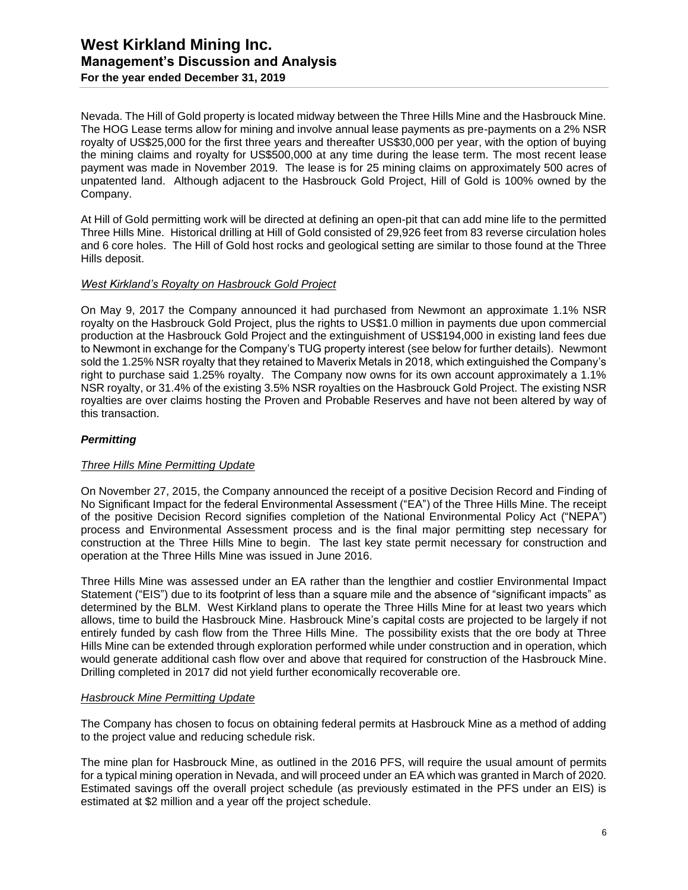Nevada. The Hill of Gold property is located midway between the Three Hills Mine and the Hasbrouck Mine. The HOG Lease terms allow for mining and involve annual lease payments as pre-payments on a 2% NSR royalty of US$25,000 for the first three years and thereafter US$30,000 per year, with the option of buying the mining claims and royalty for US$500,000 at any time during the lease term. The most recent lease payment was made in November 2019. The lease is for 25 mining claims on approximately 500 acres of unpatented land. Although adjacent to the Hasbrouck Gold Project, Hill of Gold is 100% owned by the Company.

At Hill of Gold permitting work will be directed at defining an open-pit that can add mine life to the permitted Three Hills Mine. Historical drilling at Hill of Gold consisted of 29,926 feet from 83 reverse circulation holes and 6 core holes. The Hill of Gold host rocks and geological setting are similar to those found at the Three Hills deposit.

*West Kirkland's Royalty on Hasbrouck Gold Project*

On May 9, 2017 the Company announced it had purchased from Newmont an approximate 1.1% NSR royalty on the Hasbrouck Gold Project, plus the rights to US$1.0 million in payments due upon commercial production at the Hasbrouck Gold Project and the extinguishment of US$194,000 in existing land fees due to Newmont in exchange for the Company's TUG property interest (see below for further details). Newmont sold the 1.25% NSR royalty that they retained to Maverix Metals in 2018, which extinguished the Company's right to purchase said 1.25% royalty. The Company now owns for its own account approximately a 1.1% NSR royalty, or 31.4% of the existing 3.5% NSR royalties on the Hasbrouck Gold Project. The existing NSR royalties are over claims hosting the Proven and Probable Reserves and have not been altered by way of this transaction.

### ***Permitting***

*Three Hills Mine Permitting Update*

On November 27, 2015, the Company announced the receipt of a positive Decision Record and Finding of No Significant Impact for the federal Environmental Assessment ("EA") of the Three Hills Mine. The receipt of the positive Decision Record signifies completion of the National Environmental Policy Act ("NEPA") process and Environmental Assessment process and is the final major permitting step necessary for construction at the Three Hills Mine to begin. The last key state permit necessary for construction and operation at the Three Hills Mine was issued in June 2016.

Three Hills Mine was assessed under an EA rather than the lengthier and costlier Environmental Impact Statement ("EIS") due to its footprint of less than a square mile and the absence of "significant impacts" as determined by the BLM. West Kirkland plans to operate the Three Hills Mine for at least two years which allows, time to build the Hasbrouck Mine. Hasbrouck Mine's capital costs are projected to be largely if not entirely funded by cash flow from the Three Hills Mine. The possibility exists that the ore body at Three Hills Mine can be extended through exploration performed while under construction and in operation, which would generate additional cash flow over and above that required for construction of the Hasbrouck Mine. Drilling completed in 2017 did not yield further economically recoverable ore.

*Hasbrouck Mine Permitting Update*

The Company has chosen to focus on obtaining federal permits at Hasbrouck Mine as a method of adding to the project value and reducing schedule risk.

The mine plan for Hasbrouck Mine, as outlined in the 2016 PFS, will require the usual amount of permits for a typical mining operation in Nevada, and will proceed under an EA which was granted in March of 2020. Estimated savings off the overall project schedule (as previously estimated in the PFS under an EIS) is estimated at $2 million and a year off the project schedule.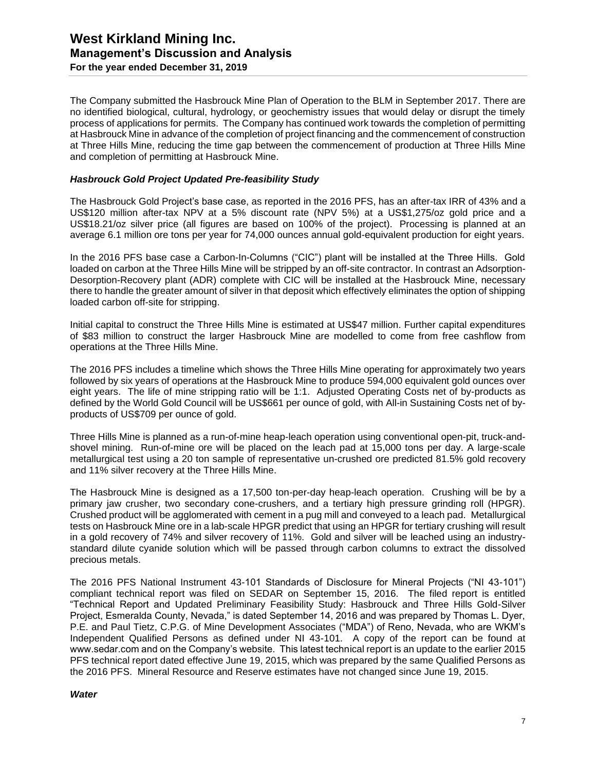The Company submitted the Hasbrouck Mine Plan of Operation to the BLM in September 2017. There are no identified biological, cultural, hydrology, or geochemistry issues that would delay or disrupt the timely process of applications for permits. The Company has continued work towards the completion of permitting at Hasbrouck Mine in advance of the completion of project financing and the commencement of construction at Three Hills Mine, reducing the time gap between the commencement of production at Three Hills Mine and completion of permitting at Hasbrouck Mine.

### *Hasbrouck Gold Project Updated Pre-feasibility Study*

The Hasbrouck Gold Project's base case, as reported in the 2016 PFS, has an after-tax IRR of 43% and a US$120 million after-tax NPV at a 5% discount rate (NPV 5%) at a US$1,275/oz gold price and a US$18.21/oz silver price (all figures are based on 100% of the project). Processing is planned at an average 6.1 million ore tons per year for 74,000 ounces annual gold-equivalent production for eight years.

In the 2016 PFS base case a Carbon-In-Columns ("CIC") plant will be installed at the Three Hills. Gold loaded on carbon at the Three Hills Mine will be stripped by an off-site contractor. In contrast an Adsorption-Desorption-Recovery plant (ADR) complete with CIC will be installed at the Hasbrouck Mine, necessary there to handle the greater amount of silver in that deposit which effectively eliminates the option of shipping loaded carbon off-site for stripping.

Initial capital to construct the Three Hills Mine is estimated at US$47 million. Further capital expenditures of $83 million to construct the larger Hasbrouck Mine are modelled to come from free cashflow from operations at the Three Hills Mine.

The 2016 PFS includes a timeline which shows the Three Hills Mine operating for approximately two years followed by six years of operations at the Hasbrouck Mine to produce 594,000 equivalent gold ounces over eight years. The life of mine stripping ratio will be 1:1. Adjusted Operating Costs net of by-products as defined by the World Gold Council will be US$661 per ounce of gold, with All-in Sustaining Costs net of by-products of US$709 per ounce of gold.

Three Hills Mine is planned as a run-of-mine heap-leach operation using conventional open-pit, truck-and-shovel mining. Run-of-mine ore will be placed on the leach pad at 15,000 tons per day. A large-scale metallurgical test using a 20 ton sample of representative un-crushed ore predicted 81.5% gold recovery and 11% silver recovery at the Three Hills Mine.

The Hasbrouck Mine is designed as a 17,500 ton-per-day heap-leach operation. Crushing will be by a primary jaw crusher, two secondary cone-crushers, and a tertiary high pressure grinding roll (HPGR). Crushed product will be agglomerated with cement in a pug mill and conveyed to a leach pad. Metallurgical tests on Hasbrouck Mine ore in a lab-scale HPGR predict that using an HPGR for tertiary crushing will result in a gold recovery of 74% and silver recovery of 11%. Gold and silver will be leached using an industry-standard dilute cyanide solution which will be passed through carbon columns to extract the dissolved precious metals.

The 2016 PFS National Instrument 43-101 Standards of Disclosure for Mineral Projects ("NI 43-101") compliant technical report was filed on SEDAR on September 15, 2016. The filed report is entitled "Technical Report and Updated Preliminary Feasibility Study: Hasbrouck and Three Hills Gold-Silver Project, Esmeralda County, Nevada," is dated September 14, 2016 and was prepared by Thomas L. Dyer, P.E. and Paul Tietz, C.P.G. of Mine Development Associates ("MDA") of Reno, Nevada, who are WKM's Independent Qualified Persons as defined under NI 43-101. A copy of the report can be found at www.sedar.com and on the Company's website. This latest technical report is an update to the earlier 2015 PFS technical report dated effective June 19, 2015, which was prepared by the same Qualified Persons as the 2016 PFS. Mineral Resource and Reserve estimates have not changed since June 19, 2015.

### *Water*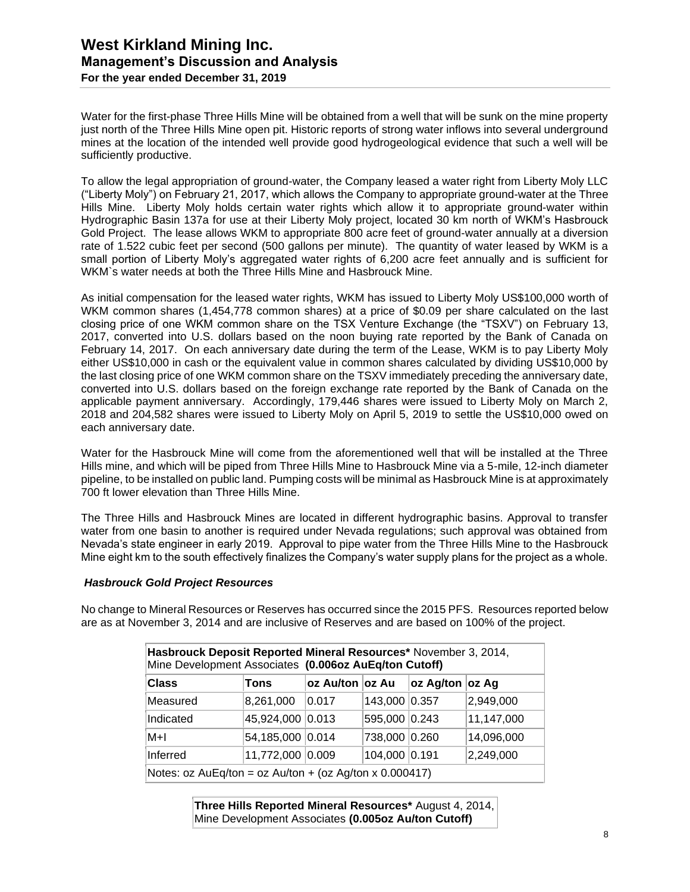Water for the first-phase Three Hills Mine will be obtained from a well that will be sunk on the mine property just north of the Three Hills Mine open pit. Historic reports of strong water inflows into several underground mines at the location of the intended well provide good hydrogeological evidence that such a well will be sufficiently productive.

To allow the legal appropriation of ground-water, the Company leased a water right from Liberty Moly LLC ("Liberty Moly") on February 21, 2017, which allows the Company to appropriate ground-water at the Three Hills Mine. Liberty Moly holds certain water rights which allow it to appropriate ground-water within Hydrographic Basin 137a for use at their Liberty Moly project, located 30 km north of WKM's Hasbrouck Gold Project. The lease allows WKM to appropriate 800 acre feet of ground-water annually at a diversion rate of 1.522 cubic feet per second (500 gallons per minute). The quantity of water leased by WKM is a small portion of Liberty Moly's aggregated water rights of 6,200 acre feet annually and is sufficient for WKM`s water needs at both the Three Hills Mine and Hasbrouck Mine.

As initial compensation for the leased water rights, WKM has issued to Liberty Moly US$100,000 worth of WKM common shares (1,454,778 common shares) at a price of $0.09 per share calculated on the last closing price of one WKM common share on the TSX Venture Exchange (the "TSXV") on February 13, 2017, converted into U.S. dollars based on the noon buying rate reported by the Bank of Canada on February 14, 2017. On each anniversary date during the term of the Lease, WKM is to pay Liberty Moly either US$10,000 in cash or the equivalent value in common shares calculated by dividing US$10,000 by the last closing price of one WKM common share on the TSXV immediately preceding the anniversary date, converted into U.S. dollars based on the foreign exchange rate reported by the Bank of Canada on the applicable payment anniversary. Accordingly, 179,446 shares were issued to Liberty Moly on March 2, 2018 and 204,582 shares were issued to Liberty Moly on April 5, 2019 to settle the US$10,000 owed on each anniversary date.

Water for the Hasbrouck Mine will come from the aforementioned well that will be installed at the Three Hills mine, and which will be piped from Three Hills Mine to Hasbrouck Mine via a 5-mile, 12-inch diameter pipeline, to be installed on public land. Pumping costs will be minimal as Hasbrouck Mine is at approximately 700 ft lower elevation than Three Hills Mine.

The Three Hills and Hasbrouck Mines are located in different hydrographic basins. Approval to transfer water from one basin to another is required under Nevada regulations; such approval was obtained from Nevada's state engineer in early 2019. Approval to pipe water from the Three Hills Mine to the Hasbrouck Mine eight km to the south effectively finalizes the Company's water supply plans for the project as a whole.

### *Hasbrouck Gold Project Resources*

No change to Mineral Resources or Reserves has occurred since the 2015 PFS. Resources reported below are as at November 3, 2014 and are inclusive of Reserves and are based on 100% of the project.

| **Hasbrouck Deposit Reported Mineral Resources*** November 3, 2014, Mine Development Associates **(0.006oz AuEq/ton Cutoff)** | | | | | |
|---|---|---|---|---|---|
| **Class** | **Tons** | **oz Au/ton** | **oz Au** | **oz Ag/ton** | **oz Ag** |
| Measured | 8,261,000 | 0.017 | 143,000 | 0.357 | 2,949,000 |
| Indicated | 45,924,000 | 0.013 | 595,000 | 0.243 | 11,147,000 |
| M+I | 54,185,000 | 0.014 | 738,000 | 0.260 | 14,096,000 |
| Inferred | 11,772,000 | 0.009 | 104,000 | 0.191 | 2,249,000 |
| Notes: oz AuEq/ton = oz Au/ton + (oz Ag/ton x 0.000417) | | | | | |

**Three Hills Reported Mineral Resources*** August 4, 2014, Mine Development Associates **(0.005oz Au/ton Cutoff)**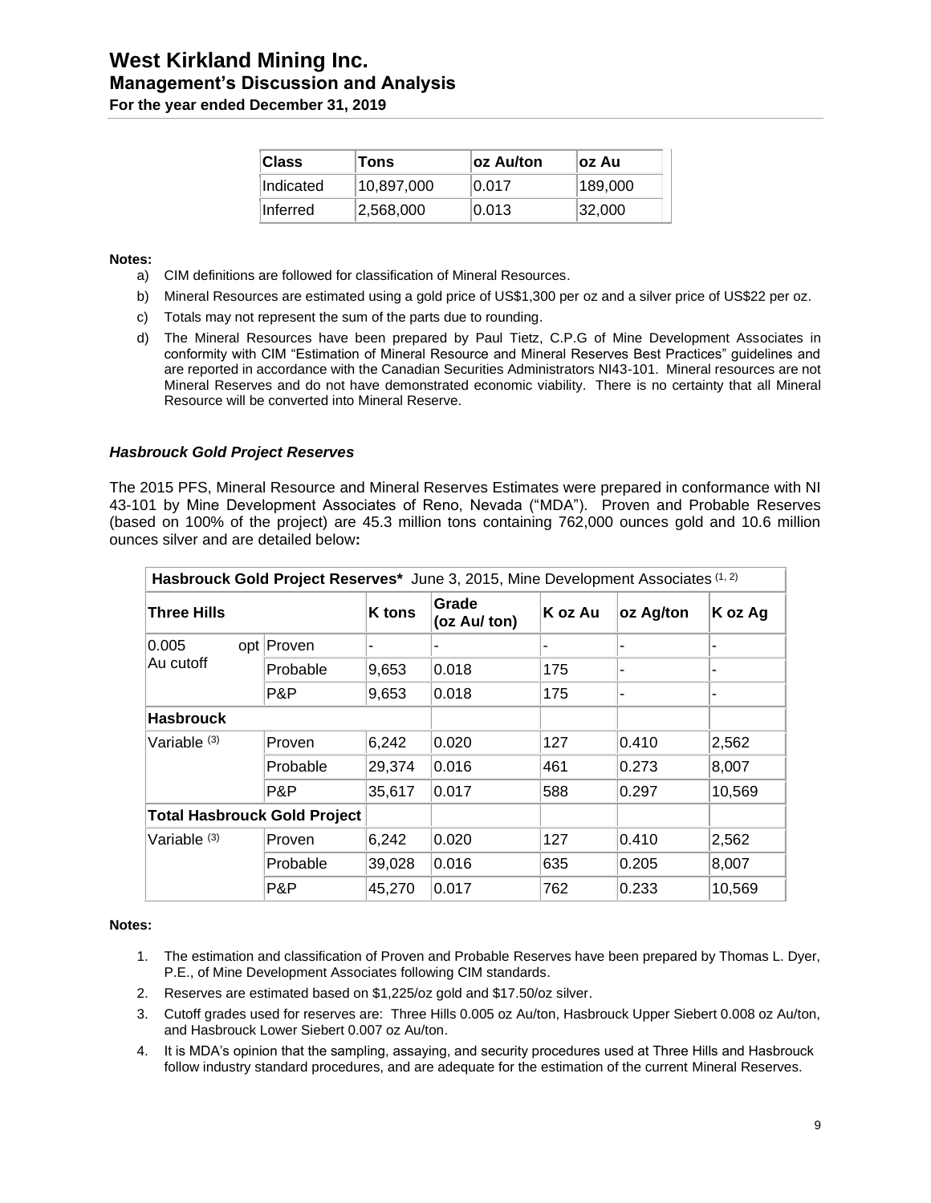| Class | Tons | oz Au/ton | oz Au |
|---|---|---|---|
| Indicated | 10,897,000 | 0.017 | 189,000 |
| Inferred | 2,568,000 | 0.013 | 32,000 |

**Notes:**

a) CIM definitions are followed for classification of Mineral Resources.

b) Mineral Resources are estimated using a gold price of US$1,300 per oz and a silver price of US$22 per oz.

c) Totals may not represent the sum of the parts due to rounding.

d) The Mineral Resources have been prepared by Paul Tietz, C.P.G of Mine Development Associates in conformity with CIM "Estimation of Mineral Resource and Mineral Reserves Best Practices" guidelines and are reported in accordance with the Canadian Securities Administrators NI43-101. Mineral resources are not Mineral Reserves and do not have demonstrated economic viability. There is no certainty that all Mineral Resource will be converted into Mineral Reserve.

### *Hasbrouck Gold Project Reserves*

The 2015 PFS, Mineral Resource and Mineral Reserves Estimates were prepared in conformance with NI 43-101 by Mine Development Associates of Reno, Nevada ("MDA"). Proven and Probable Reserves (based on 100% of the project) are 45.3 million tons containing 762,000 ounces gold and 10.6 million ounces silver and are detailed below**:**

| **Hasbrouck Gold Project Reserves*** June 3, 2015, Mine Development Associates [1, 2] | | | | | | |
|---|---|---|---|---|---|---|
| **Three Hills** | | **K tons** | **Grade (oz Au/ ton)** | **K oz Au** | **oz Ag/ton** | **K oz Ag** |
| 0.005 opt Au cutoff | Proven | - | - | - | - | - |
| | Probable | 9,653 | 0.018 | 175 | - | - |
| | P&P | 9,653 | 0.018 | 175 | - | - |
| **Hasbrouck** | | | | | | |
| Variable [3] | Proven | 6,242 | 0.020 | 127 | 0.410 | 2,562 |
| | Probable | 29,374 | 0.016 | 461 | 0.273 | 8,007 |
| | P&P | 35,617 | 0.017 | 588 | 0.297 | 10,569 |
| **Total Hasbrouck Gold Project** | | | | | | |
| Variable [3] | Proven | 6,242 | 0.020 | 127 | 0.410 | 2,562 |
| | Probable | 39,028 | 0.016 | 635 | 0.205 | 8,007 |
| | P&P | 45,270 | 0.017 | 762 | 0.233 | 10,569 |

**Notes:**

1. The estimation and classification of Proven and Probable Reserves have been prepared by Thomas L. Dyer, P.E., of Mine Development Associates following CIM standards.
2. Reserves are estimated based on $1,225/oz gold and $17.50/oz silver.
3. Cutoff grades used for reserves are: Three Hills 0.005 oz Au/ton, Hasbrouck Upper Siebert 0.008 oz Au/ton, and Hasbrouck Lower Siebert 0.007 oz Au/ton.
4. It is MDA's opinion that the sampling, assaying, and security procedures used at Three Hills and Hasbrouck follow industry standard procedures, and are adequate for the estimation of the current Mineral Reserves.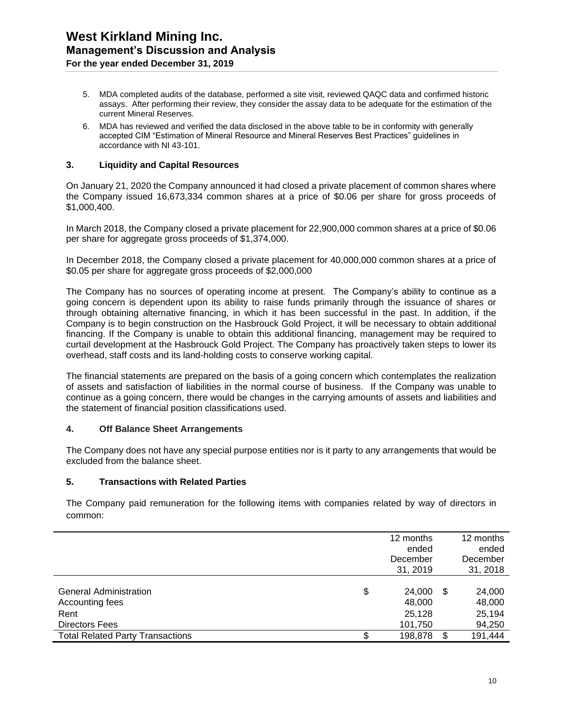5. MDA completed audits of the database, performed a site visit, reviewed QAQC data and confirmed historic assays. After performing their review, they consider the assay data to be adequate for the estimation of the current Mineral Reserves.
6. MDA has reviewed and verified the data disclosed in the above table to be in conformity with generally accepted CIM "Estimation of Mineral Resource and Mineral Reserves Best Practices" guidelines in accordance with NI 43-101.

## 3. Liquidity and Capital Resources

On January 21, 2020 the Company announced it had closed a private placement of common shares where the Company issued 16,673,334 common shares at a price of $0.06 per share for gross proceeds of $1,000,400.

In March 2018, the Company closed a private placement for 22,900,000 common shares at a price of $0.06 per share for aggregate gross proceeds of $1,374,000.

In December 2018, the Company closed a private placement for 40,000,000 common shares at a price of $0.05 per share for aggregate gross proceeds of $2,000,000

The Company has no sources of operating income at present. The Company's ability to continue as a going concern is dependent upon its ability to raise funds primarily through the issuance of shares or through obtaining alternative financing, in which it has been successful in the past. In addition, if the Company is to begin construction on the Hasbrouck Gold Project, it will be necessary to obtain additional financing. If the Company is unable to obtain this additional financing, management may be required to curtail development at the Hasbrouck Gold Project. The Company has proactively taken steps to lower its overhead, staff costs and its land-holding costs to conserve working capital.

The financial statements are prepared on the basis of a going concern which contemplates the realization of assets and satisfaction of liabilities in the normal course of business. If the Company was unable to continue as a going concern, there would be changes in the carrying amounts of assets and liabilities and the statement of financial position classifications used.

## 4. Off Balance Sheet Arrangements

The Company does not have any special purpose entities nor is it party to any arrangements that would be excluded from the balance sheet.

## 5. Transactions with Related Parties

The Company paid remuneration for the following items with companies related by way of directors in common:

| | 12 months ended December 31, 2019 | 12 months ended December 31, 2018 |
|---|---|---|
| General Administration | $ 24,000 | $ 24,000 |
| Accounting fees | 48,000 | 48,000 |
| Rent | 25,128 | 25,194 |
| Directors Fees | 101,750 | 94,250 |
| Total Related Party Transactions | $ 198,878 | $ 191,444 |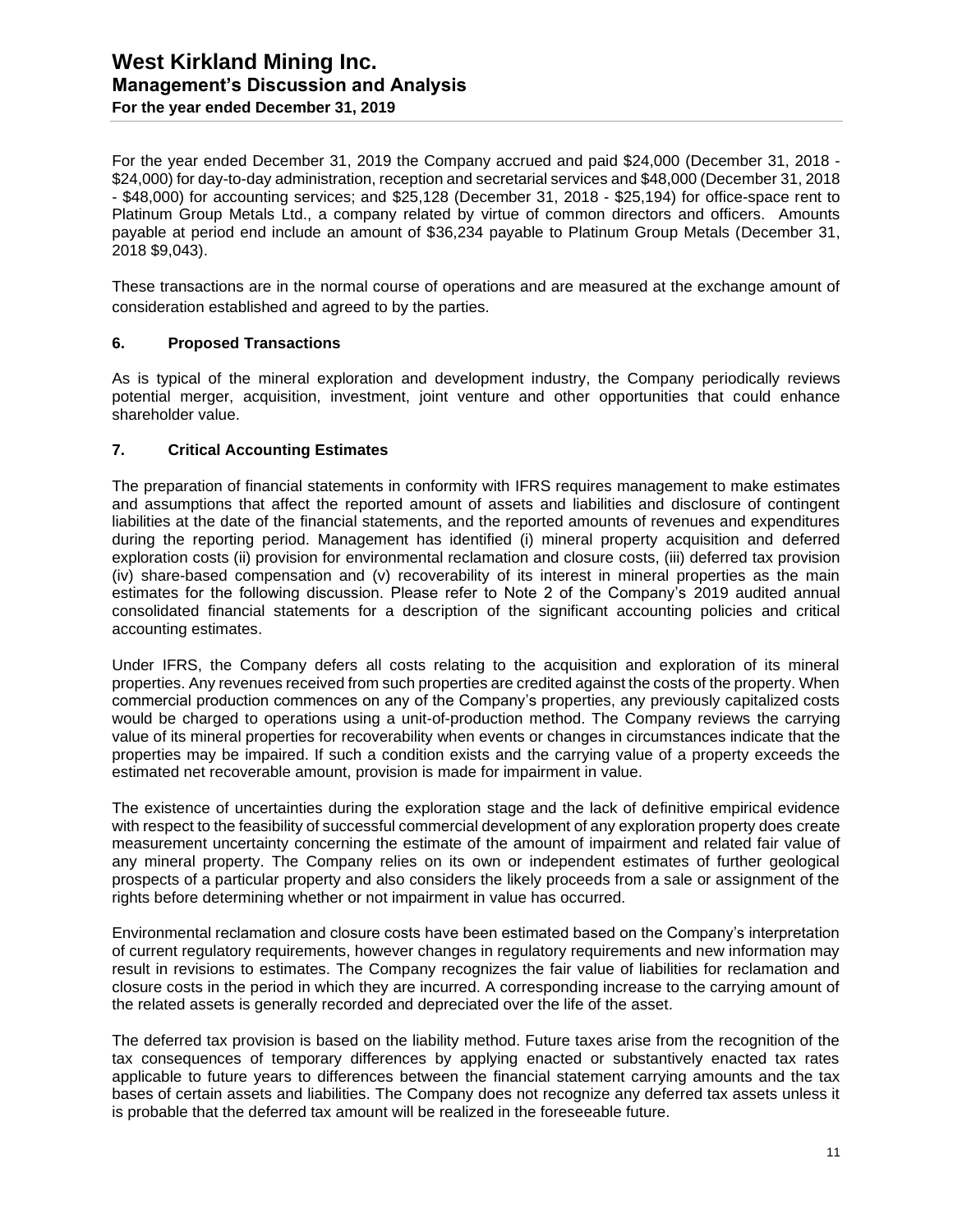For the year ended December 31, 2019 the Company accrued and paid $24,000 (December 31, 2018 - $24,000) for day-to-day administration, reception and secretarial services and $48,000 (December 31, 2018 - $48,000) for accounting services; and $25,128 (December 31, 2018 - $25,194) for office-space rent to Platinum Group Metals Ltd., a company related by virtue of common directors and officers. Amounts payable at period end include an amount of $36,234 payable to Platinum Group Metals (December 31, 2018 $9,043).

These transactions are in the normal course of operations and are measured at the exchange amount of consideration established and agreed to by the parties.

## 6. Proposed Transactions

As is typical of the mineral exploration and development industry, the Company periodically reviews potential merger, acquisition, investment, joint venture and other opportunities that could enhance shareholder value.

## 7. Critical Accounting Estimates

The preparation of financial statements in conformity with IFRS requires management to make estimates and assumptions that affect the reported amount of assets and liabilities and disclosure of contingent liabilities at the date of the financial statements, and the reported amounts of revenues and expenditures during the reporting period. Management has identified (i) mineral property acquisition and deferred exploration costs (ii) provision for environmental reclamation and closure costs, (iii) deferred tax provision (iv) share-based compensation and (v) recoverability of its interest in mineral properties as the main estimates for the following discussion. Please refer to Note 2 of the Company's 2019 audited annual consolidated financial statements for a description of the significant accounting policies and critical accounting estimates.

Under IFRS, the Company defers all costs relating to the acquisition and exploration of its mineral properties. Any revenues received from such properties are credited against the costs of the property. When commercial production commences on any of the Company's properties, any previously capitalized costs would be charged to operations using a unit-of-production method. The Company reviews the carrying value of its mineral properties for recoverability when events or changes in circumstances indicate that the properties may be impaired. If such a condition exists and the carrying value of a property exceeds the estimated net recoverable amount, provision is made for impairment in value.

The existence of uncertainties during the exploration stage and the lack of definitive empirical evidence with respect to the feasibility of successful commercial development of any exploration property does create measurement uncertainty concerning the estimate of the amount of impairment and related fair value of any mineral property. The Company relies on its own or independent estimates of further geological prospects of a particular property and also considers the likely proceeds from a sale or assignment of the rights before determining whether or not impairment in value has occurred.

Environmental reclamation and closure costs have been estimated based on the Company's interpretation of current regulatory requirements, however changes in regulatory requirements and new information may result in revisions to estimates. The Company recognizes the fair value of liabilities for reclamation and closure costs in the period in which they are incurred. A corresponding increase to the carrying amount of the related assets is generally recorded and depreciated over the life of the asset.

The deferred tax provision is based on the liability method. Future taxes arise from the recognition of the tax consequences of temporary differences by applying enacted or substantively enacted tax rates applicable to future years to differences between the financial statement carrying amounts and the tax bases of certain assets and liabilities. The Company does not recognize any deferred tax assets unless it is probable that the deferred tax amount will be realized in the foreseeable future.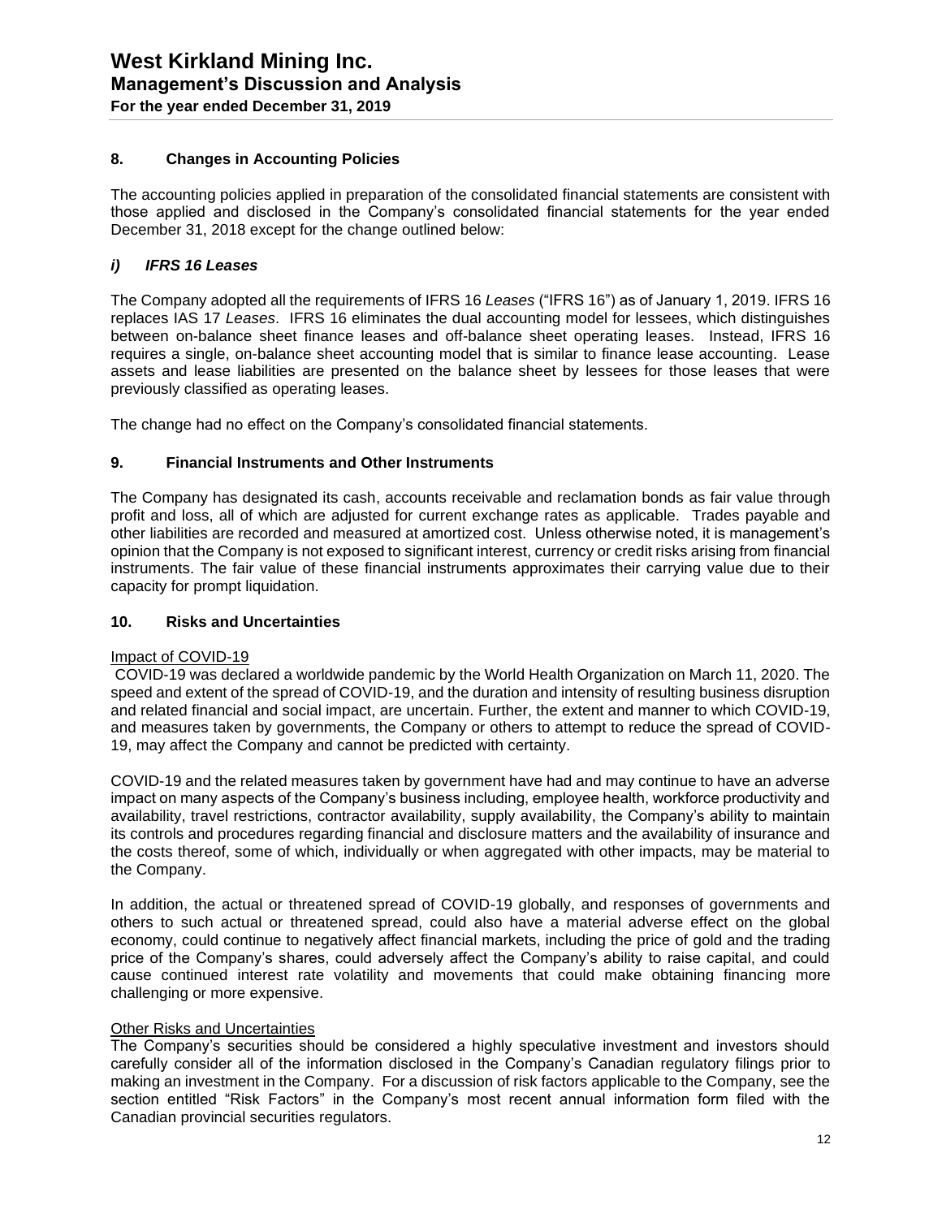## 8. Changes in Accounting Policies

The accounting policies applied in preparation of the consolidated financial statements are consistent with those applied and disclosed in the Company's consolidated financial statements for the year ended December 31, 2018 except for the change outlined below:

### *i) IFRS 16 Leases*

The Company adopted all the requirements of IFRS 16 *Leases* ("IFRS 16") as of January 1, 2019. IFRS 16 replaces IAS 17 *Leases*. IFRS 16 eliminates the dual accounting model for lessees, which distinguishes between on-balance sheet finance leases and off-balance sheet operating leases. Instead, IFRS 16 requires a single, on-balance sheet accounting model that is similar to finance lease accounting. Lease assets and lease liabilities are presented on the balance sheet by lessees for those leases that were previously classified as operating leases.

The change had no effect on the Company's consolidated financial statements.

## 9. Financial Instruments and Other Instruments

The Company has designated its cash, accounts receivable and reclamation bonds as fair value through profit and loss, all of which are adjusted for current exchange rates as applicable. Trades payable and other liabilities are recorded and measured at amortized cost. Unless otherwise noted, it is management's opinion that the Company is not exposed to significant interest, currency or credit risks arising from financial instruments. The fair value of these financial instruments approximates their carrying value due to their capacity for prompt liquidation.

## 10. Risks and Uncertainties

Impact of COVID-19

COVID-19 was declared a worldwide pandemic by the World Health Organization on March 11, 2020. The speed and extent of the spread of COVID-19, and the duration and intensity of resulting business disruption and related financial and social impact, are uncertain. Further, the extent and manner to which COVID-19, and measures taken by governments, the Company or others to attempt to reduce the spread of COVID-19, may affect the Company and cannot be predicted with certainty.

COVID-19 and the related measures taken by government have had and may continue to have an adverse impact on many aspects of the Company's business including, employee health, workforce productivity and availability, travel restrictions, contractor availability, supply availability, the Company's ability to maintain its controls and procedures regarding financial and disclosure matters and the availability of insurance and the costs thereof, some of which, individually or when aggregated with other impacts, may be material to the Company.

In addition, the actual or threatened spread of COVID-19 globally, and responses of governments and others to such actual or threatened spread, could also have a material adverse effect on the global economy, could continue to negatively affect financial markets, including the price of gold and the trading price of the Company's shares, could adversely affect the Company's ability to raise capital, and could cause continued interest rate volatility and movements that could make obtaining financing more challenging or more expensive.

Other Risks and Uncertainties

The Company's securities should be considered a highly speculative investment and investors should carefully consider all of the information disclosed in the Company's Canadian regulatory filings prior to making an investment in the Company. For a discussion of risk factors applicable to the Company, see the section entitled "Risk Factors" in the Company's most recent annual information form filed with the Canadian provincial securities regulators.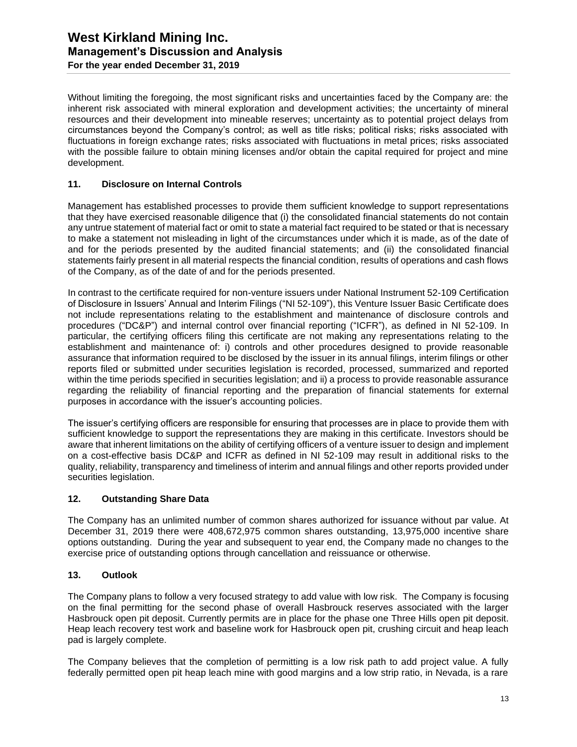Without limiting the foregoing, the most significant risks and uncertainties faced by the Company are: the inherent risk associated with mineral exploration and development activities; the uncertainty of mineral resources and their development into mineable reserves; uncertainty as to potential project delays from circumstances beyond the Company's control; as well as title risks; political risks; risks associated with fluctuations in foreign exchange rates; risks associated with fluctuations in metal prices; risks associated with the possible failure to obtain mining licenses and/or obtain the capital required for project and mine development.

## 11. Disclosure on Internal Controls

Management has established processes to provide them sufficient knowledge to support representations that they have exercised reasonable diligence that (i) the consolidated financial statements do not contain any untrue statement of material fact or omit to state a material fact required to be stated or that is necessary to make a statement not misleading in light of the circumstances under which it is made, as of the date of and for the periods presented by the audited financial statements; and (ii) the consolidated financial statements fairly present in all material respects the financial condition, results of operations and cash flows of the Company, as of the date of and for the periods presented.

In contrast to the certificate required for non-venture issuers under National Instrument 52-109 Certification of Disclosure in Issuers' Annual and Interim Filings ("NI 52-109"), this Venture Issuer Basic Certificate does not include representations relating to the establishment and maintenance of disclosure controls and procedures ("DC&P") and internal control over financial reporting ("ICFR"), as defined in NI 52-109. In particular, the certifying officers filing this certificate are not making any representations relating to the establishment and maintenance of: i) controls and other procedures designed to provide reasonable assurance that information required to be disclosed by the issuer in its annual filings, interim filings or other reports filed or submitted under securities legislation is recorded, processed, summarized and reported within the time periods specified in securities legislation; and ii) a process to provide reasonable assurance regarding the reliability of financial reporting and the preparation of financial statements for external purposes in accordance with the issuer's accounting policies.

The issuer's certifying officers are responsible for ensuring that processes are in place to provide them with sufficient knowledge to support the representations they are making in this certificate. Investors should be aware that inherent limitations on the ability of certifying officers of a venture issuer to design and implement on a cost-effective basis DC&P and ICFR as defined in NI 52-109 may result in additional risks to the quality, reliability, transparency and timeliness of interim and annual filings and other reports provided under securities legislation.

## 12. Outstanding Share Data

The Company has an unlimited number of common shares authorized for issuance without par value. At December 31, 2019 there were 408,672,975 common shares outstanding, 13,975,000 incentive share options outstanding. During the year and subsequent to year end, the Company made no changes to the exercise price of outstanding options through cancellation and reissuance or otherwise.

## 13. Outlook

The Company plans to follow a very focused strategy to add value with low risk. The Company is focusing on the final permitting for the second phase of overall Hasbrouck reserves associated with the larger Hasbrouck open pit deposit. Currently permits are in place for the phase one Three Hills open pit deposit. Heap leach recovery test work and baseline work for Hasbrouck open pit, crushing circuit and heap leach pad is largely complete.

The Company believes that the completion of permitting is a low risk path to add project value. A fully federally permitted open pit heap leach mine with good margins and a low strip ratio, in Nevada, is a rare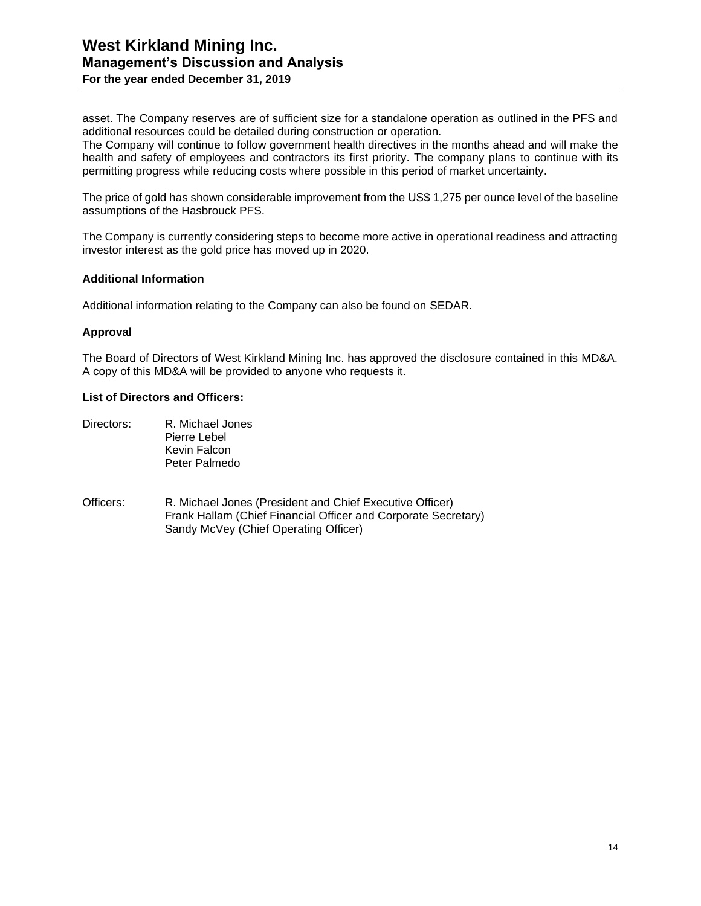asset. The Company reserves are of sufficient size for a standalone operation as outlined in the PFS and additional resources could be detailed during construction or operation.
The Company will continue to follow government health directives in the months ahead and will make the health and safety of employees and contractors its first priority. The company plans to continue with its permitting progress while reducing costs where possible in this period of market uncertainty.

The price of gold has shown considerable improvement from the US$ 1,275 per ounce level of the baseline assumptions of the Hasbrouck PFS.

The Company is currently considering steps to become more active in operational readiness and attracting investor interest as the gold price has moved up in 2020.

**Additional Information**

Additional information relating to the Company can also be found on SEDAR.

**Approval**

The Board of Directors of West Kirkland Mining Inc. has approved the disclosure contained in this MD&A. A copy of this MD&A will be provided to anyone who requests it.

**List of Directors and Officers:**

Directors:
- R. Michael Jones
- Pierre Lebel
- Kevin Falcon
- Peter Palmedo

Officers:
- R. Michael Jones (President and Chief Executive Officer)
- Frank Hallam (Chief Financial Officer and Corporate Secretary)
- Sandy McVey (Chief Operating Officer)